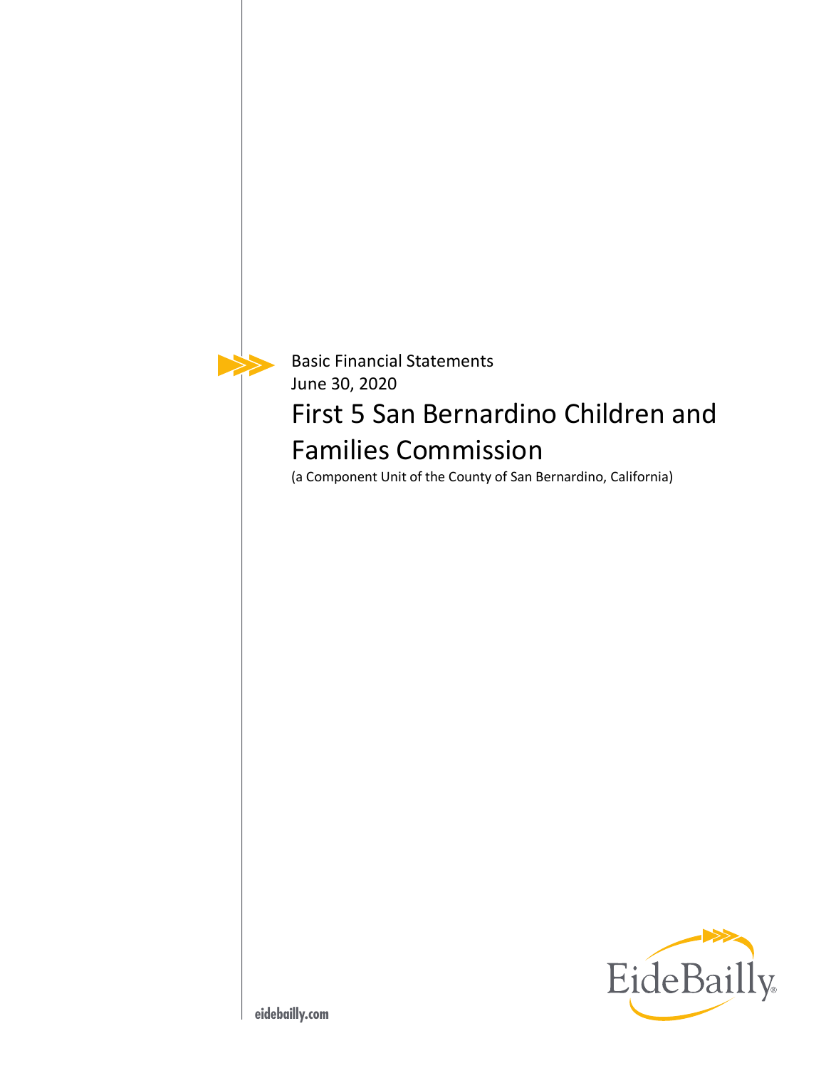Basic Financial Statements
June 30, 2020

# First 5 San Bernardino Children and Families Commission

(a Component Unit of the County of San Bernardino, California)

EideBailly

eidebailly.com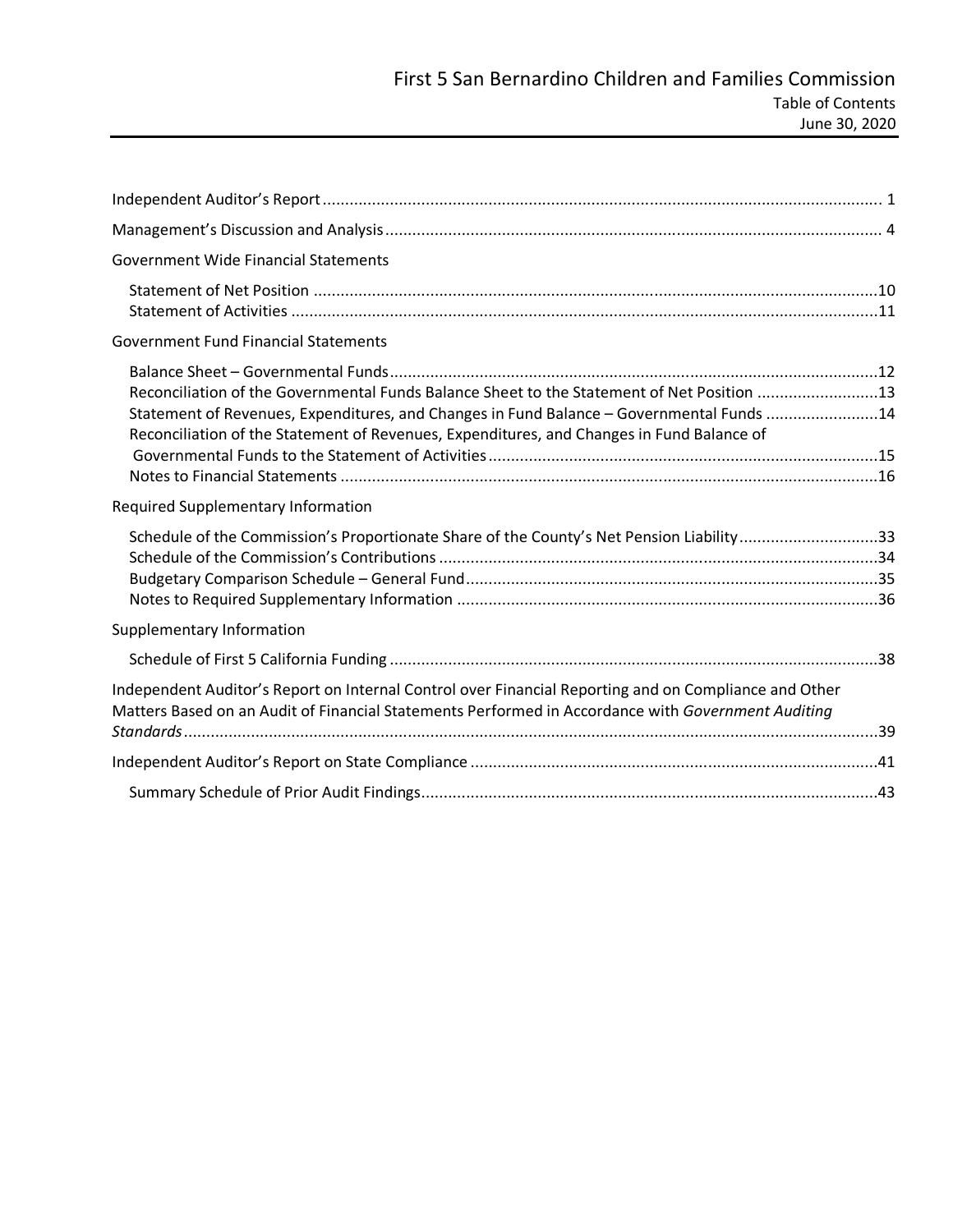# First 5 San Bernardino Children and Families Commission

Table of Contents

June 30, 2020

| | |
|---|---|
| Independent Auditor's Report | 1 |
| Management's Discussion and Analysis | 4 |
| **Government Wide Financial Statements** | |
| Statement of Net Position | 10 |
| Statement of Activities | 11 |
| **Government Fund Financial Statements** | |
| Balance Sheet – Governmental Funds | 12 |
| Reconciliation of the Governmental Funds Balance Sheet to the Statement of Net Position | 13 |
| Statement of Revenues, Expenditures, and Changes in Fund Balance – Governmental Funds | 14 |
| Reconciliation of the Statement of Revenues, Expenditures, and Changes in Fund Balance of Governmental Funds to the Statement of Activities | 15 |
| Notes to Financial Statements | 16 |
| **Required Supplementary Information** | |
| Schedule of the Commission's Proportionate Share of the County's Net Pension Liability | 33 |
| Schedule of the Commission's Contributions | 34 |
| Budgetary Comparison Schedule – General Fund | 35 |
| Notes to Required Supplementary Information | 36 |
| **Supplementary Information** | |
| Schedule of First 5 California Funding | 38 |
| Independent Auditor's Report on Internal Control over Financial Reporting and on Compliance and Other Matters Based on an Audit of Financial Statements Performed in Accordance with *Government Auditing Standards* | 39 |
| Independent Auditor's Report on State Compliance | 41 |
| Summary Schedule of Prior Audit Findings | 43 |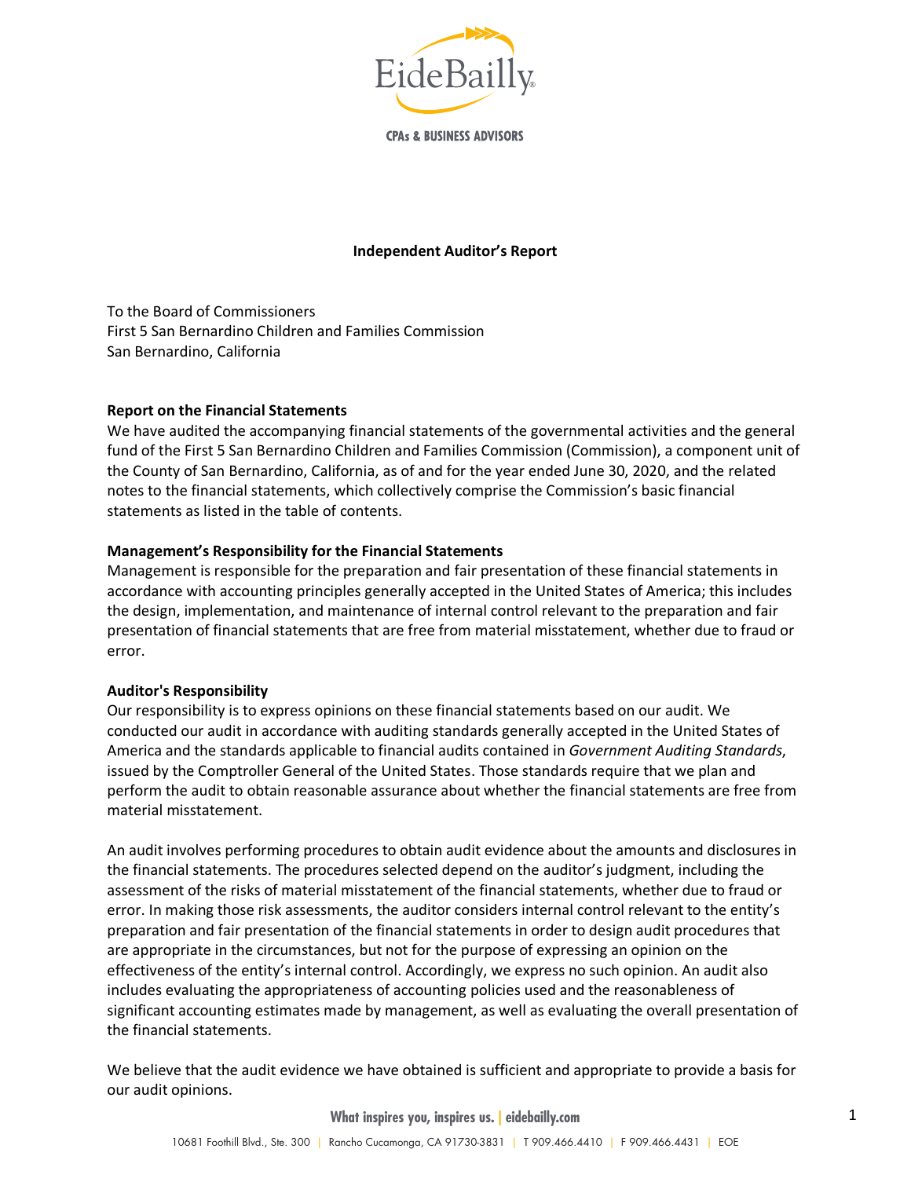# Independent Auditor's Report

To the Board of Commissioners
First 5 San Bernardino Children and Families Commission
San Bernardino, California

**Report on the Financial Statements**

We have audited the accompanying financial statements of the governmental activities and the general fund of the First 5 San Bernardino Children and Families Commission (Commission), a component unit of the County of San Bernardino, California, as of and for the year ended June 30, 2020, and the related notes to the financial statements, which collectively comprise the Commission's basic financial statements as listed in the table of contents.

**Management's Responsibility for the Financial Statements**

Management is responsible for the preparation and fair presentation of these financial statements in accordance with accounting principles generally accepted in the United States of America; this includes the design, implementation, and maintenance of internal control relevant to the preparation and fair presentation of financial statements that are free from material misstatement, whether due to fraud or error.

**Auditor's Responsibility**

Our responsibility is to express opinions on these financial statements based on our audit. We conducted our audit in accordance with auditing standards generally accepted in the United States of America and the standards applicable to financial audits contained in *Government Auditing Standards*, issued by the Comptroller General of the United States. Those standards require that we plan and perform the audit to obtain reasonable assurance about whether the financial statements are free from material misstatement.

An audit involves performing procedures to obtain audit evidence about the amounts and disclosures in the financial statements. The procedures selected depend on the auditor's judgment, including the assessment of the risks of material misstatement of the financial statements, whether due to fraud or error. In making those risk assessments, the auditor considers internal control relevant to the entity's preparation and fair presentation of the financial statements in order to design audit procedures that are appropriate in the circumstances, but not for the purpose of expressing an opinion on the effectiveness of the entity's internal control. Accordingly, we express no such opinion. An audit also includes evaluating the appropriateness of accounting policies used and the reasonableness of significant accounting estimates made by management, as well as evaluating the overall presentation of the financial statements.

We believe that the audit evidence we have obtained is sufficient and appropriate to provide a basis for our audit opinions.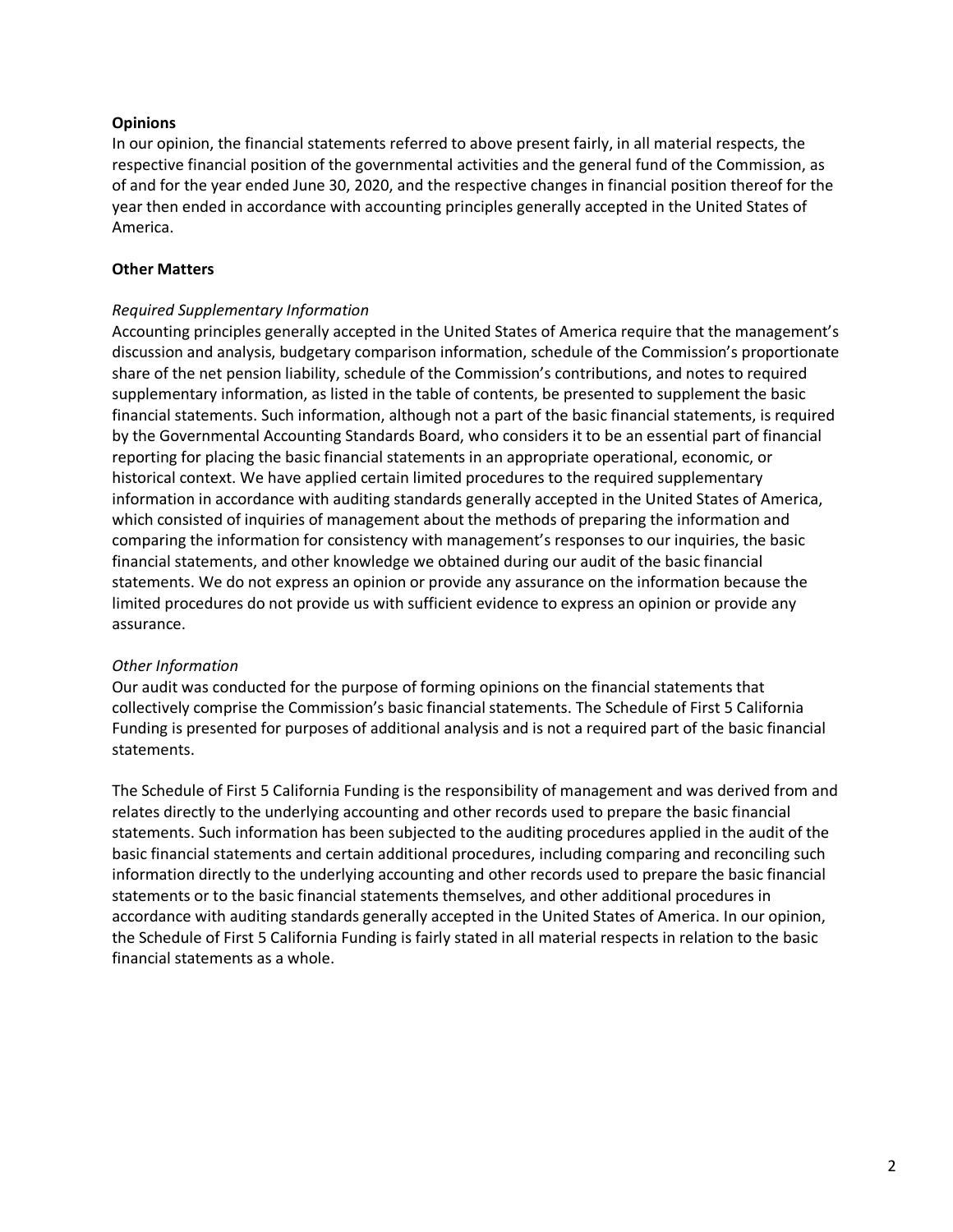**Opinions**

In our opinion, the financial statements referred to above present fairly, in all material respects, the respective financial position of the governmental activities and the general fund of the Commission, as of and for the year ended June 30, 2020, and the respective changes in financial position thereof for the year then ended in accordance with accounting principles generally accepted in the United States of America.

**Other Matters**

*Required Supplementary Information*

Accounting principles generally accepted in the United States of America require that the management's discussion and analysis, budgetary comparison information, schedule of the Commission's proportionate share of the net pension liability, schedule of the Commission's contributions, and notes to required supplementary information, as listed in the table of contents, be presented to supplement the basic financial statements. Such information, although not a part of the basic financial statements, is required by the Governmental Accounting Standards Board, who considers it to be an essential part of financial reporting for placing the basic financial statements in an appropriate operational, economic, or historical context. We have applied certain limited procedures to the required supplementary information in accordance with auditing standards generally accepted in the United States of America, which consisted of inquiries of management about the methods of preparing the information and comparing the information for consistency with management's responses to our inquiries, the basic financial statements, and other knowledge we obtained during our audit of the basic financial statements. We do not express an opinion or provide any assurance on the information because the limited procedures do not provide us with sufficient evidence to express an opinion or provide any assurance.

*Other Information*

Our audit was conducted for the purpose of forming opinions on the financial statements that collectively comprise the Commission's basic financial statements. The Schedule of First 5 California Funding is presented for purposes of additional analysis and is not a required part of the basic financial statements.

The Schedule of First 5 California Funding is the responsibility of management and was derived from and relates directly to the underlying accounting and other records used to prepare the basic financial statements. Such information has been subjected to the auditing procedures applied in the audit of the basic financial statements and certain additional procedures, including comparing and reconciling such information directly to the underlying accounting and other records used to prepare the basic financial statements or to the basic financial statements themselves, and other additional procedures in accordance with auditing standards generally accepted in the United States of America. In our opinion, the Schedule of First 5 California Funding is fairly stated in all material respects in relation to the basic financial statements as a whole.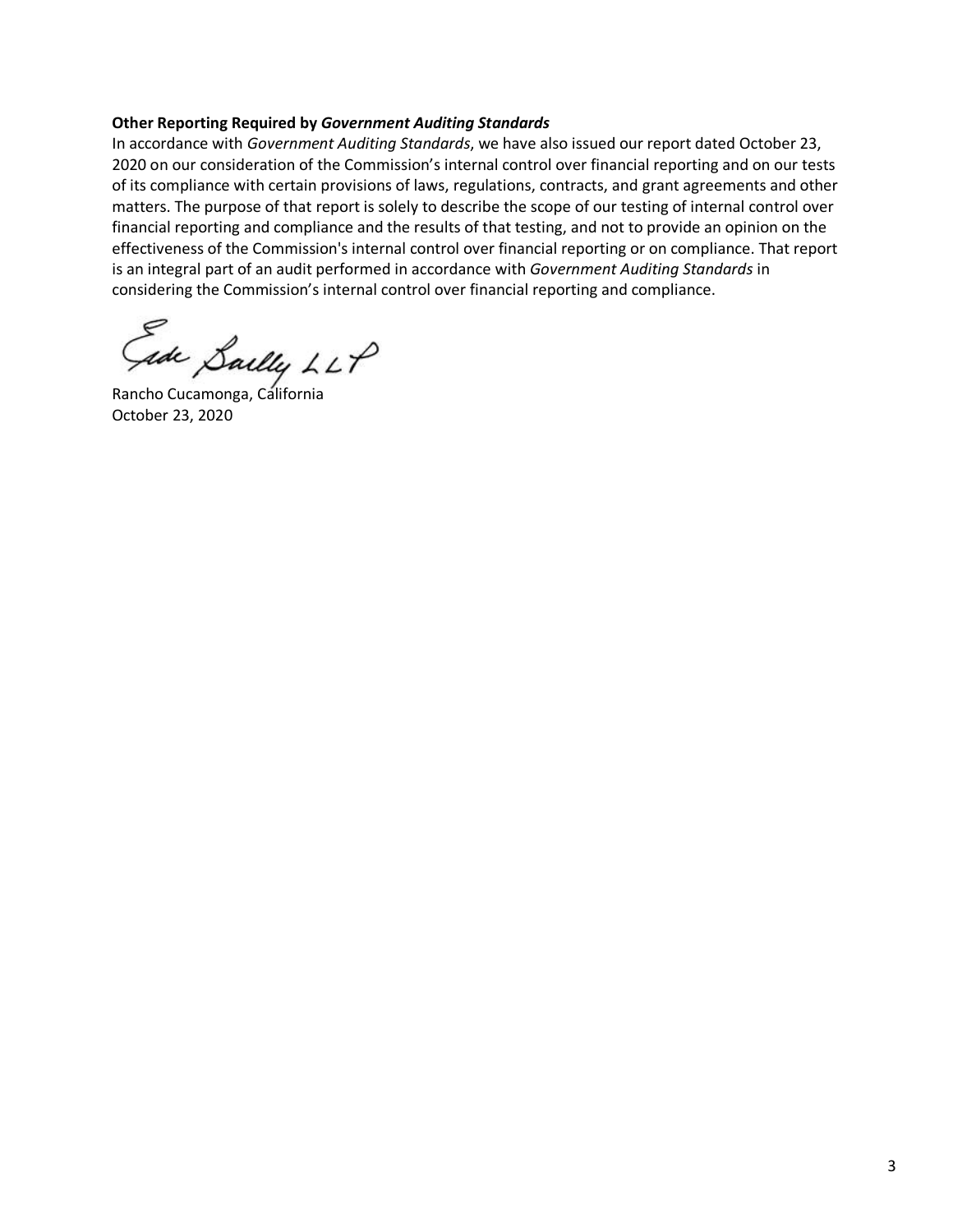**Other Reporting Required by *Government Auditing Standards***

In accordance with *Government Auditing Standards*, we have also issued our report dated October 23, 2020 on our consideration of the Commission's internal control over financial reporting and on our tests of its compliance with certain provisions of laws, regulations, contracts, and grant agreements and other matters. The purpose of that report is solely to describe the scope of our testing of internal control over financial reporting and compliance and the results of that testing, and not to provide an opinion on the effectiveness of the Commission's internal control over financial reporting or on compliance. That report is an integral part of an audit performed in accordance with *Government Auditing Standards* in considering the Commission's internal control over financial reporting and compliance.

Eide Bailly LLP

Rancho Cucamonga, California
October 23, 2020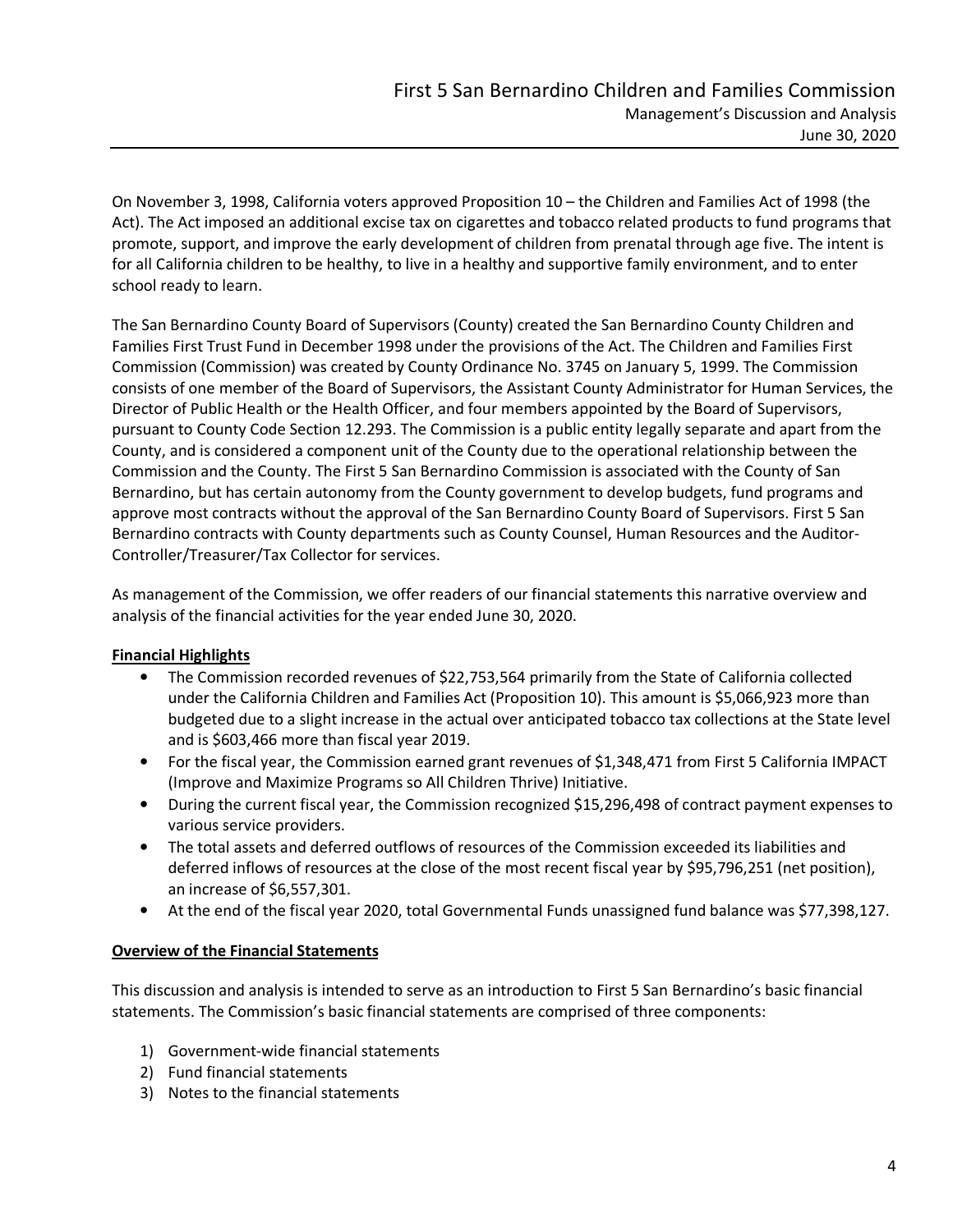On November 3, 1998, California voters approved Proposition 10 – the Children and Families Act of 1998 (the Act). The Act imposed an additional excise tax on cigarettes and tobacco related products to fund programs that promote, support, and improve the early development of children from prenatal through age five. The intent is for all California children to be healthy, to live in a healthy and supportive family environment, and to enter school ready to learn.

The San Bernardino County Board of Supervisors (County) created the San Bernardino County Children and Families First Trust Fund in December 1998 under the provisions of the Act. The Children and Families First Commission (Commission) was created by County Ordinance No. 3745 on January 5, 1999. The Commission consists of one member of the Board of Supervisors, the Assistant County Administrator for Human Services, the Director of Public Health or the Health Officer, and four members appointed by the Board of Supervisors, pursuant to County Code Section 12.293. The Commission is a public entity legally separate and apart from the County, and is considered a component unit of the County due to the operational relationship between the Commission and the County. The First 5 San Bernardino Commission is associated with the County of San Bernardino, but has certain autonomy from the County government to develop budgets, fund programs and approve most contracts without the approval of the San Bernardino County Board of Supervisors. First 5 San Bernardino contracts with County departments such as County Counsel, Human Resources and the Auditor-Controller/Treasurer/Tax Collector for services.

As management of the Commission, we offer readers of our financial statements this narrative overview and analysis of the financial activities for the year ended June 30, 2020.

**Financial Highlights**

- The Commission recorded revenues of $22,753,564 primarily from the State of California collected under the California Children and Families Act (Proposition 10). This amount is $5,066,923 more than budgeted due to a slight increase in the actual over anticipated tobacco tax collections at the State level and is $603,466 more than fiscal year 2019.
- For the fiscal year, the Commission earned grant revenues of $1,348,471 from First 5 California IMPACT (Improve and Maximize Programs so All Children Thrive) Initiative.
- During the current fiscal year, the Commission recognized $15,296,498 of contract payment expenses to various service providers.
- The total assets and deferred outflows of resources of the Commission exceeded its liabilities and deferred inflows of resources at the close of the most recent fiscal year by $95,796,251 (net position), an increase of $6,557,301.
- At the end of the fiscal year 2020, total Governmental Funds unassigned fund balance was $77,398,127.

**Overview of the Financial Statements**

This discussion and analysis is intended to serve as an introduction to First 5 San Bernardino's basic financial statements. The Commission's basic financial statements are comprised of three components:

1) Government-wide financial statements
2) Fund financial statements
3) Notes to the financial statements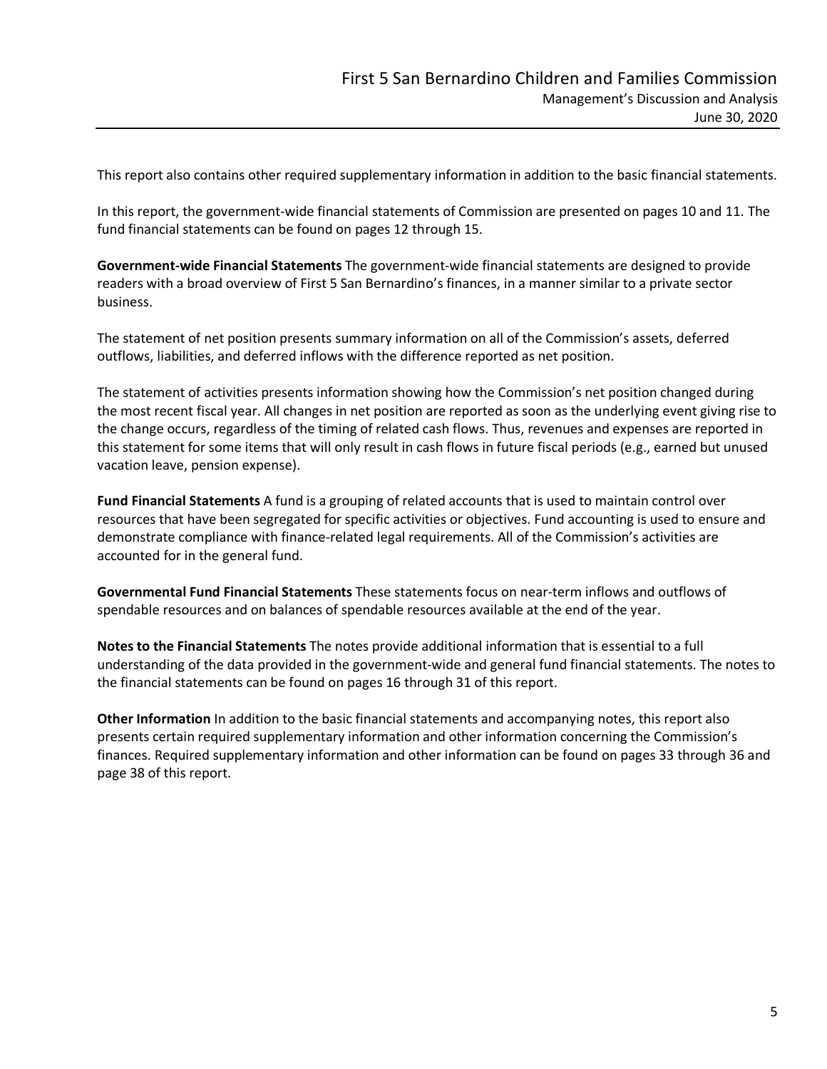This report also contains other required supplementary information in addition to the basic financial statements.

In this report, the government-wide financial statements of Commission are presented on pages 10 and 11. The fund financial statements can be found on pages 12 through 15.

**Government-wide Financial Statements** The government-wide financial statements are designed to provide readers with a broad overview of First 5 San Bernardino's finances, in a manner similar to a private sector business.

The statement of net position presents summary information on all of the Commission's assets, deferred outflows, liabilities, and deferred inflows with the difference reported as net position.

The statement of activities presents information showing how the Commission's net position changed during the most recent fiscal year. All changes in net position are reported as soon as the underlying event giving rise to the change occurs, regardless of the timing of related cash flows. Thus, revenues and expenses are reported in this statement for some items that will only result in cash flows in future fiscal periods (e.g., earned but unused vacation leave, pension expense).

**Fund Financial Statements** A fund is a grouping of related accounts that is used to maintain control over resources that have been segregated for specific activities or objectives. Fund accounting is used to ensure and demonstrate compliance with finance-related legal requirements. All of the Commission's activities are accounted for in the general fund.

**Governmental Fund Financial Statements** These statements focus on near-term inflows and outflows of spendable resources and on balances of spendable resources available at the end of the year.

**Notes to the Financial Statements** The notes provide additional information that is essential to a full understanding of the data provided in the government-wide and general fund financial statements. The notes to the financial statements can be found on pages 16 through 31 of this report.

**Other Information** In addition to the basic financial statements and accompanying notes, this report also presents certain required supplementary information and other information concerning the Commission's finances. Required supplementary information and other information can be found on pages 33 through 36 and page 38 of this report.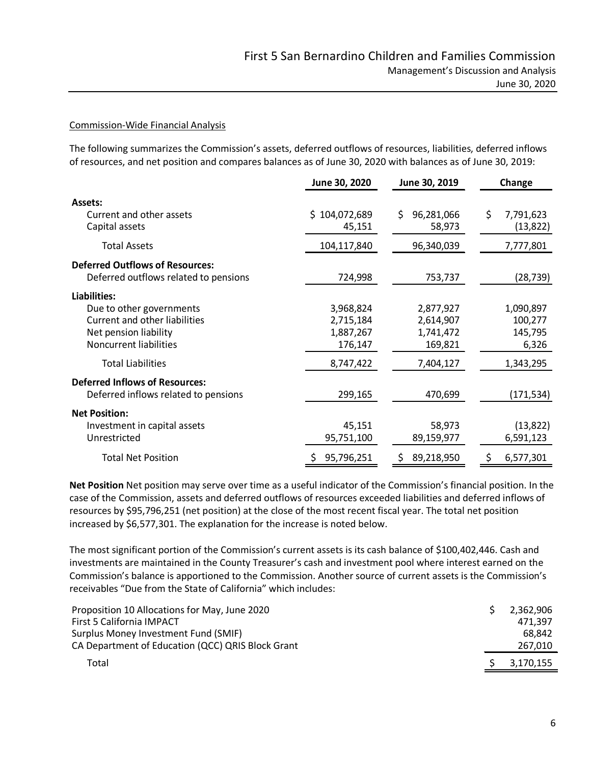Commission-Wide Financial Analysis

The following summarizes the Commission's assets, deferred outflows of resources, liabilities, deferred inflows of resources, and net position and compares balances as of June 30, 2020 with balances as of June 30, 2019:

| | June 30, 2020 | June 30, 2019 | Change |
|---|---|---|---|
| **Assets:** | | | |
| Current and other assets | $ 104,072,689 | $ 96,281,066 | $ 7,791,623 |
| Capital assets | 45,151 | 58,973 | (13,822) |
| Total Assets | 104,117,840 | 96,340,039 | 7,777,801 |
| **Deferred Outflows of Resources:** | | | |
| Deferred outflows related to pensions | 724,998 | 753,737 | (28,739) |
| **Liabilities:** | | | |
| Due to other governments | 3,968,824 | 2,877,927 | 1,090,897 |
| Current and other liabilities | 2,715,184 | 2,614,907 | 100,277 |
| Net pension liability | 1,887,267 | 1,741,472 | 145,795 |
| Noncurrent liabilities | 176,147 | 169,821 | 6,326 |
| Total Liabilities | 8,747,422 | 7,404,127 | 1,343,295 |
| **Deferred Inflows of Resources:** | | | |
| Deferred inflows related to pensions | 299,165 | 470,699 | (171,534) |
| **Net Position:** | | | |
| Investment in capital assets | 45,151 | 58,973 | (13,822) |
| Unrestricted | 95,751,100 | 89,159,977 | 6,591,123 |
| Total Net Position | $ 95,796,251 | $ 89,218,950 | $ 6,577,301 |

**Net Position** Net position may serve over time as a useful indicator of the Commission's financial position. In the case of the Commission, assets and deferred outflows of resources exceeded liabilities and deferred inflows of resources by $95,796,251 (net position) at the close of the most recent fiscal year. The total net position increased by $6,577,301. The explanation for the increase is noted below.

The most significant portion of the Commission's current assets is its cash balance of $100,402,446. Cash and investments are maintained in the County Treasurer's cash and investment pool where interest earned on the Commission's balance is apportioned to the Commission. Another source of current assets is the Commission's receivables "Due from the State of California" which includes:

| | |
|---|---|
| Proposition 10 Allocations for May, June 2020 | $ 2,362,906 |
| First 5 California IMPACT | 471,397 |
| Surplus Money Investment Fund (SMIF) | 68,842 |
| CA Department of Education (QCC) QRIS Block Grant | 267,010 |
| Total | $ 3,170,155 |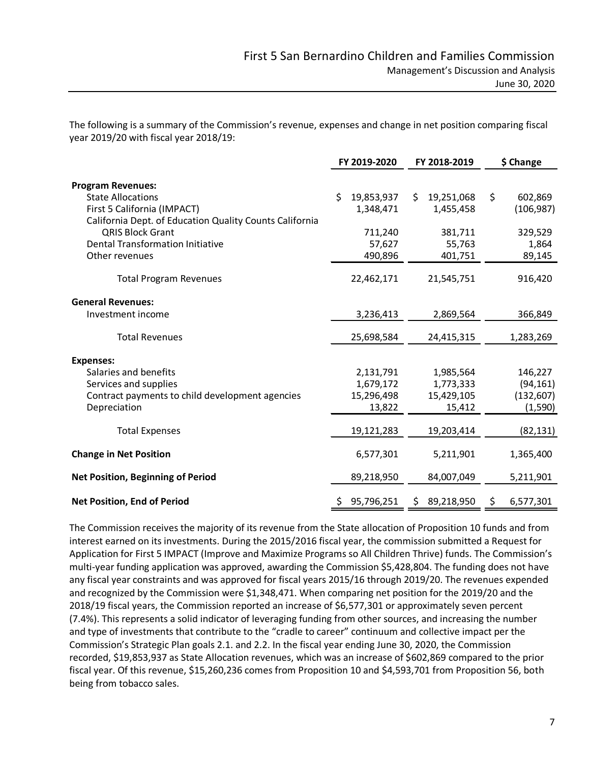The following is a summary of the Commission's revenue, expenses and change in net position comparing fiscal year 2019/20 with fiscal year 2018/19:

| | FY 2019-2020 | FY 2018-2019 | $ Change |
|---|---|---|---|
| **Program Revenues:** | | | |
| State Allocations | $ 19,853,937 | $ 19,251,068 | $ 602,869 |
| First 5 California (IMPACT) | 1,348,471 | 1,455,458 | (106,987) |
| California Dept. of Education Quality Counts California QRIS Block Grant | 711,240 | 381,711 | 329,529 |
| Dental Transformation Initiative | 57,627 | 55,763 | 1,864 |
| Other revenues | 490,896 | 401,751 | 89,145 |
| Total Program Revenues | 22,462,171 | 21,545,751 | 916,420 |
| **General Revenues:** | | | |
| Investment income | 3,236,413 | 2,869,564 | 366,849 |
| Total Revenues | 25,698,584 | 24,415,315 | 1,283,269 |
| **Expenses:** | | | |
| Salaries and benefits | 2,131,791 | 1,985,564 | 146,227 |
| Services and supplies | 1,679,172 | 1,773,333 | (94,161) |
| Contract payments to child development agencies | 15,296,498 | 15,429,105 | (132,607) |
| Depreciation | 13,822 | 15,412 | (1,590) |
| Total Expenses | 19,121,283 | 19,203,414 | (82,131) |
| **Change in Net Position** | 6,577,301 | 5,211,901 | 1,365,400 |
| **Net Position, Beginning of Period** | 89,218,950 | 84,007,049 | 5,211,901 |
| **Net Position, End of Period** | $ 95,796,251 | $ 89,218,950 | $ 6,577,301 |

The Commission receives the majority of its revenue from the State allocation of Proposition 10 funds and from interest earned on its investments. During the 2015/2016 fiscal year, the commission submitted a Request for Application for First 5 IMPACT (Improve and Maximize Programs so All Children Thrive) funds. The Commission's multi-year funding application was approved, awarding the Commission $5,428,804. The funding does not have any fiscal year constraints and was approved for fiscal years 2015/16 through 2019/20. The revenues expended and recognized by the Commission were $1,348,471. When comparing net position for the 2019/20 and the 2018/19 fiscal years, the Commission reported an increase of $6,577,301 or approximately seven percent (7.4%). This represents a solid indicator of leveraging funding from other sources, and increasing the number and type of investments that contribute to the "cradle to career" continuum and collective impact per the Commission's Strategic Plan goals 2.1. and 2.2. In the fiscal year ending June 30, 2020, the Commission recorded, $19,853,937 as State Allocation revenues, which was an increase of $602,869 compared to the prior fiscal year. Of this revenue, $15,260,236 comes from Proposition 10 and $4,593,701 from Proposition 56, both being from tobacco sales.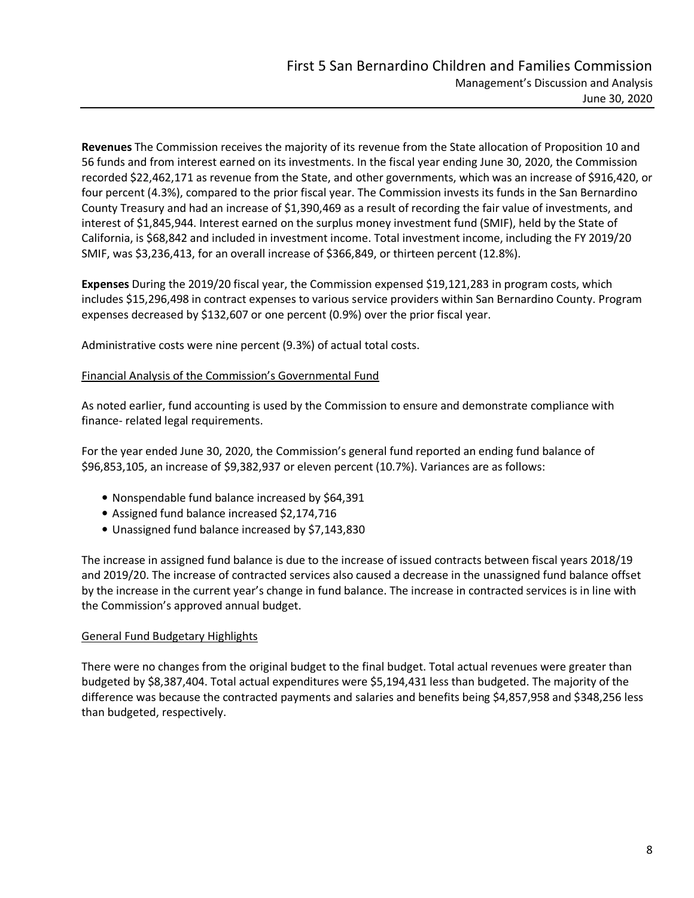**Revenues** The Commission receives the majority of its revenue from the State allocation of Proposition 10 and 56 funds and from interest earned on its investments. In the fiscal year ending June 30, 2020, the Commission recorded $22,462,171 as revenue from the State, and other governments, which was an increase of $916,420, or four percent (4.3%), compared to the prior fiscal year. The Commission invests its funds in the San Bernardino County Treasury and had an increase of $1,390,469 as a result of recording the fair value of investments, and interest of $1,845,944. Interest earned on the surplus money investment fund (SMIF), held by the State of California, is $68,842 and included in investment income. Total investment income, including the FY 2019/20 SMIF, was $3,236,413, for an overall increase of $366,849, or thirteen percent (12.8%).

**Expenses** During the 2019/20 fiscal year, the Commission expensed $19,121,283 in program costs, which includes $15,296,498 in contract expenses to various service providers within San Bernardino County. Program expenses decreased by $132,607 or one percent (0.9%) over the prior fiscal year.

Administrative costs were nine percent (9.3%) of actual total costs.

## Financial Analysis of the Commission's Governmental Fund

As noted earlier, fund accounting is used by the Commission to ensure and demonstrate compliance with finance- related legal requirements.

For the year ended June 30, 2020, the Commission's general fund reported an ending fund balance of $96,853,105, an increase of $9,382,937 or eleven percent (10.7%). Variances are as follows:

- Nonspendable fund balance increased by $64,391
- Assigned fund balance increased $2,174,716
- Unassigned fund balance increased by $7,143,830

The increase in assigned fund balance is due to the increase of issued contracts between fiscal years 2018/19 and 2019/20. The increase of contracted services also caused a decrease in the unassigned fund balance offset by the increase in the current year's change in fund balance. The increase in contracted services is in line with the Commission's approved annual budget.

## General Fund Budgetary Highlights

There were no changes from the original budget to the final budget. Total actual revenues were greater than budgeted by $8,387,404. Total actual expenditures were $5,194,431 less than budgeted. The majority of the difference was because the contracted payments and salaries and benefits being $4,857,958 and $348,256 less than budgeted, respectively.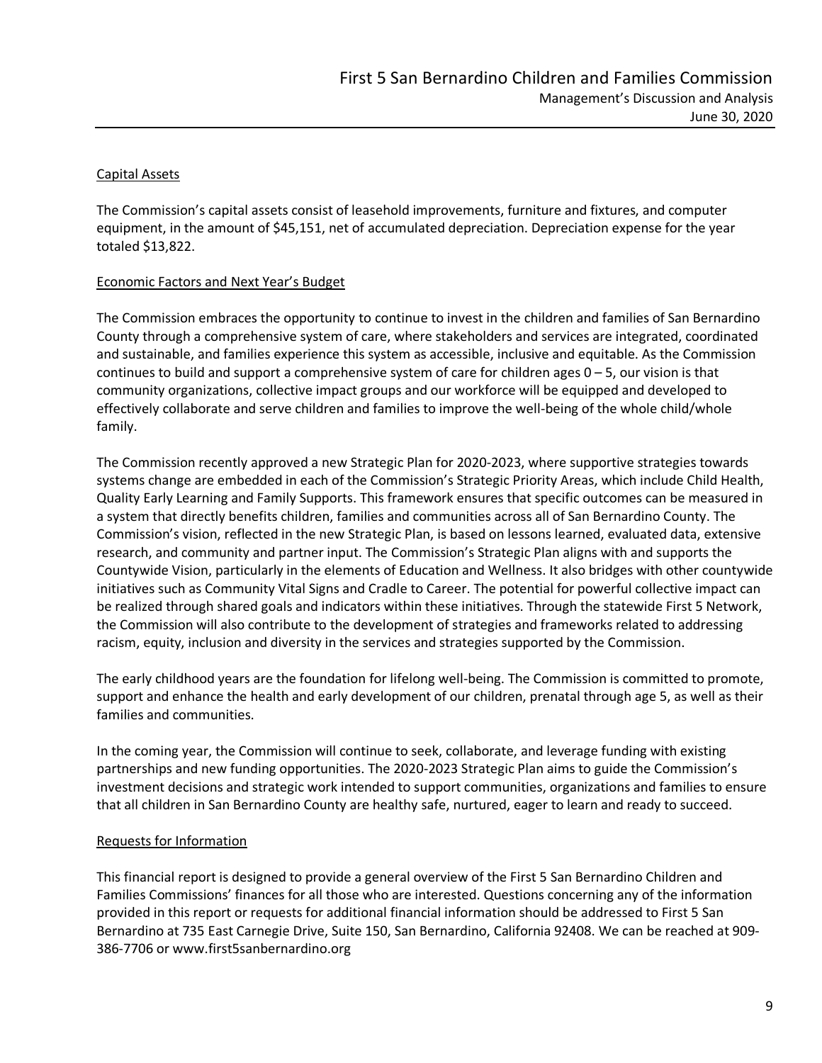## Capital Assets

The Commission's capital assets consist of leasehold improvements, furniture and fixtures, and computer equipment, in the amount of $45,151, net of accumulated depreciation. Depreciation expense for the year totaled $13,822.

## Economic Factors and Next Year's Budget

The Commission embraces the opportunity to continue to invest in the children and families of San Bernardino County through a comprehensive system of care, where stakeholders and services are integrated, coordinated and sustainable, and families experience this system as accessible, inclusive and equitable. As the Commission continues to build and support a comprehensive system of care for children ages 0 – 5, our vision is that community organizations, collective impact groups and our workforce will be equipped and developed to effectively collaborate and serve children and families to improve the well-being of the whole child/whole family.

The Commission recently approved a new Strategic Plan for 2020-2023, where supportive strategies towards systems change are embedded in each of the Commission's Strategic Priority Areas, which include Child Health, Quality Early Learning and Family Supports. This framework ensures that specific outcomes can be measured in a system that directly benefits children, families and communities across all of San Bernardino County. The Commission's vision, reflected in the new Strategic Plan, is based on lessons learned, evaluated data, extensive research, and community and partner input. The Commission's Strategic Plan aligns with and supports the Countywide Vision, particularly in the elements of Education and Wellness. It also bridges with other countywide initiatives such as Community Vital Signs and Cradle to Career. The potential for powerful collective impact can be realized through shared goals and indicators within these initiatives. Through the statewide First 5 Network, the Commission will also contribute to the development of strategies and frameworks related to addressing racism, equity, inclusion and diversity in the services and strategies supported by the Commission.

The early childhood years are the foundation for lifelong well-being. The Commission is committed to promote, support and enhance the health and early development of our children, prenatal through age 5, as well as their families and communities.

In the coming year, the Commission will continue to seek, collaborate, and leverage funding with existing partnerships and new funding opportunities. The 2020-2023 Strategic Plan aims to guide the Commission's investment decisions and strategic work intended to support communities, organizations and families to ensure that all children in San Bernardino County are healthy safe, nurtured, eager to learn and ready to succeed.

## Requests for Information

This financial report is designed to provide a general overview of the First 5 San Bernardino Children and Families Commissions' finances for all those who are interested. Questions concerning any of the information provided in this report or requests for additional financial information should be addressed to First 5 San Bernardino at 735 East Carnegie Drive, Suite 150, San Bernardino, California 92408. We can be reached at 909-386-7706 or www.first5sanbernardino.org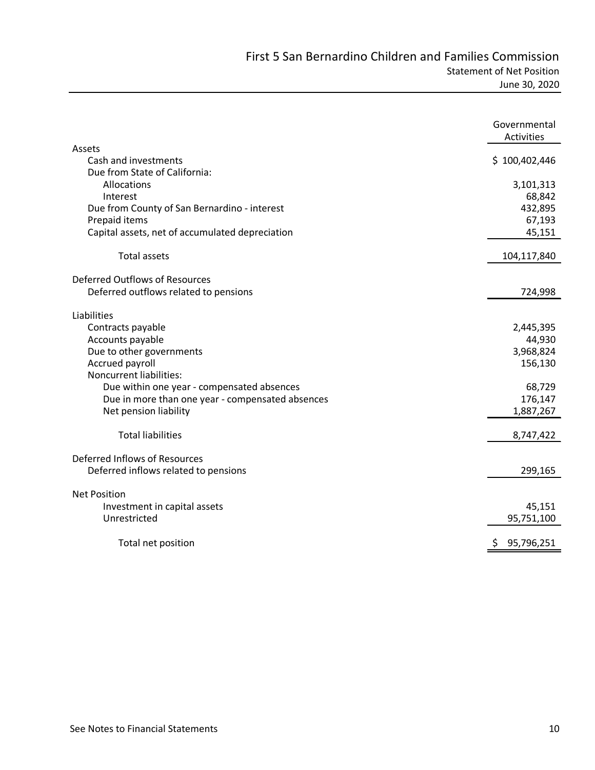# First 5 San Bernardino Children and Families Commission

## Statement of Net Position

June 30, 2020

| | Governmental Activities |
|---|---|
| **Assets** | |
| Cash and investments | $ 100,402,446 |
| Due from State of California: | |
| Allocations | 3,101,313 |
| Interest | 68,842 |
| Due from County of San Bernardino - interest | 432,895 |
| Prepaid items | 67,193 |
| Capital assets, net of accumulated depreciation | 45,151 |
| Total assets | 104,117,840 |
| **Deferred Outflows of Resources** | |
| Deferred outflows related to pensions | 724,998 |
| **Liabilities** | |
| Contracts payable | 2,445,395 |
| Accounts payable | 44,930 |
| Due to other governments | 3,968,824 |
| Accrued payroll | 156,130 |
| Noncurrent liabilities: | |
| Due within one year - compensated absences | 68,729 |
| Due in more than one year - compensated absences | 176,147 |
| Net pension liability | 1,887,267 |
| Total liabilities | 8,747,422 |
| **Deferred Inflows of Resources** | |
| Deferred inflows related to pensions | 299,165 |
| **Net Position** | |
| Investment in capital assets | 45,151 |
| Unrestricted | 95,751,100 |
| Total net position | $ 95,796,251 |

See Notes to Financial Statements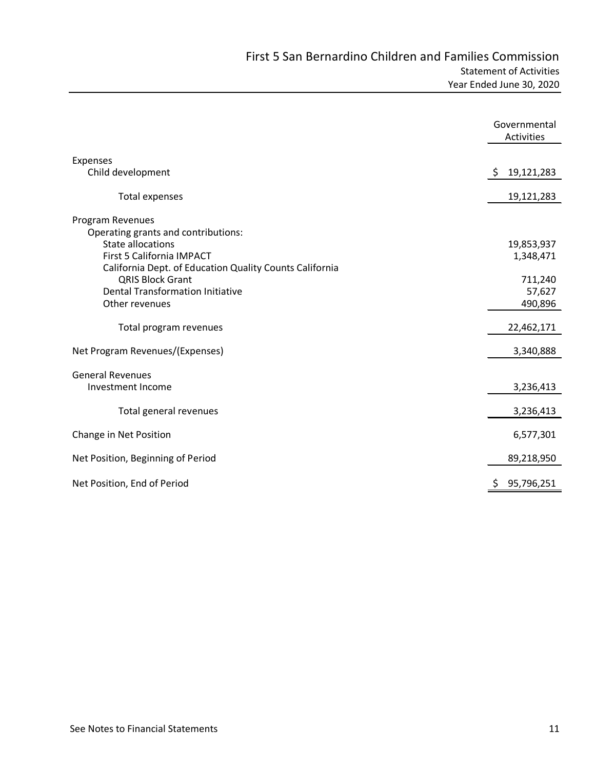# First 5 San Bernardino Children and Families Commission

### Statement of Activities

### Year Ended June 30, 2020

| | Governmental Activities |
|---|---|
| **Expenses** | |
| Child development | $ 19,121,283 |
| Total expenses | 19,121,283 |
| **Program Revenues** | |
| Operating grants and contributions: | |
| State allocations | 19,853,937 |
| First 5 California IMPACT | 1,348,471 |
| California Dept. of Education Quality Counts California QRIS Block Grant | 711,240 |
| Dental Transformation Initiative | 57,627 |
| Other revenues | 490,896 |
| Total program revenues | 22,462,171 |
| Net Program Revenues/(Expenses) | 3,340,888 |
| **General Revenues** | |
| Investment Income | 3,236,413 |
| Total general revenues | 3,236,413 |
| Change in Net Position | 6,577,301 |
| Net Position, Beginning of Period | 89,218,950 |
| Net Position, End of Period | $ 95,796,251 |

See Notes to Financial Statements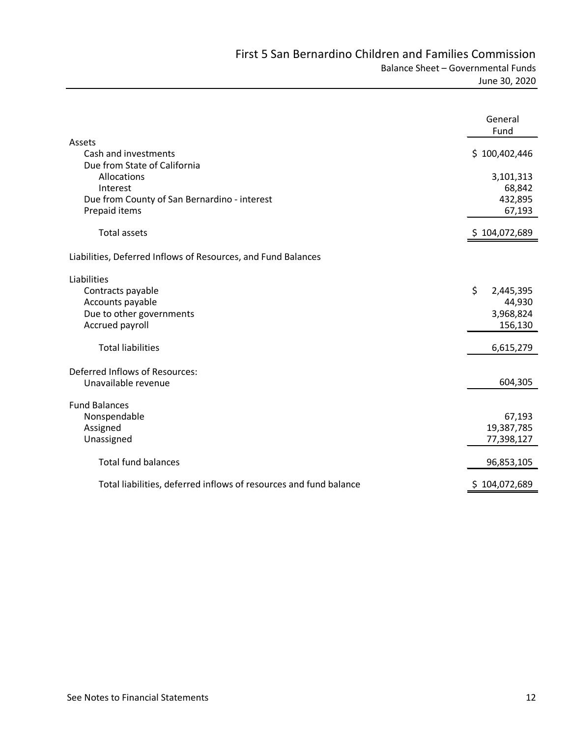# First 5 San Bernardino Children and Families Commission

## Balance Sheet – Governmental Funds

June 30, 2020

| | General Fund |
|---|---|
| **Assets** | |
| Cash and investments | $ 100,402,446 |
| Due from State of California | |
| Allocations | 3,101,313 |
| Interest | 68,842 |
| Due from County of San Bernardino - interest | 432,895 |
| Prepaid items | 67,193 |
| Total assets | $ 104,072,689 |
| **Liabilities, Deferred Inflows of Resources, and Fund Balances** | |
| **Liabilities** | |
| Contracts payable | $ 2,445,395 |
| Accounts payable | 44,930 |
| Due to other governments | 3,968,824 |
| Accrued payroll | 156,130 |
| Total liabilities | 6,615,279 |
| **Deferred Inflows of Resources:** | |
| Unavailable revenue | 604,305 |
| **Fund Balances** | |
| Nonspendable | 67,193 |
| Assigned | 19,387,785 |
| Unassigned | 77,398,127 |
| Total fund balances | 96,853,105 |
| Total liabilities, deferred inflows of resources and fund balance | $ 104,072,689 |

See Notes to Financial Statements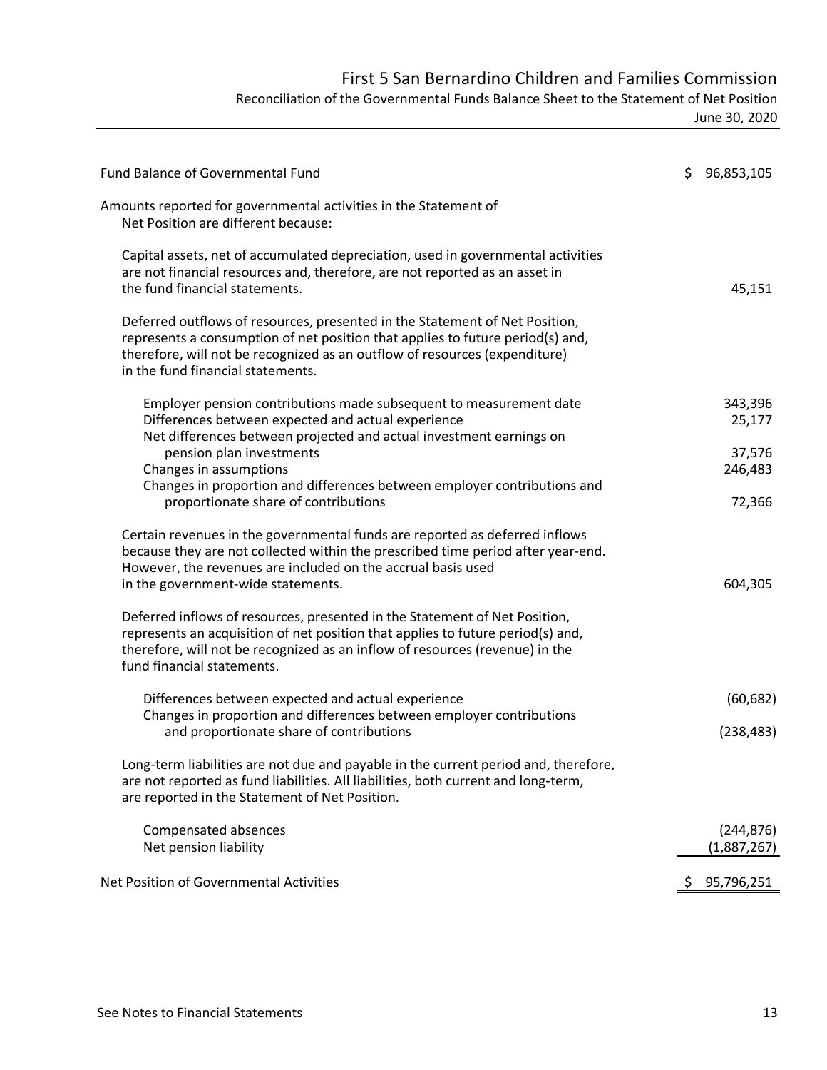# First 5 San Bernardino Children and Families Commission

## Reconciliation of the Governmental Funds Balance Sheet to the Statement of Net Position

June 30, 2020

| | |
|---|---|
| Fund Balance of Governmental Fund | $ 96,853,105 |
| Amounts reported for governmental activities in the Statement of Net Position are different because: | |
| Capital assets, net of accumulated depreciation, used in governmental activities are not financial resources and, therefore, are not reported as an asset in the fund financial statements. | 45,151 |
| Deferred outflows of resources, presented in the Statement of Net Position, represents a consumption of net position that applies to future period(s) and, therefore, will not be recognized as an outflow of resources (expenditure) in the fund financial statements. | |
| Employer pension contributions made subsequent to measurement date | 343,396 |
| Differences between expected and actual experience | 25,177 |
| Net differences between projected and actual investment earnings on pension plan investments | 37,576 |
| Changes in assumptions | 246,483 |
| Changes in proportion and differences between employer contributions and proportionate share of contributions | 72,366 |
| Certain revenues in the governmental funds are reported as deferred inflows because they are not collected within the prescribed time period after year-end. However, the revenues are included on the accrual basis used in the government-wide statements. | 604,305 |
| Deferred inflows of resources, presented in the Statement of Net Position, represents an acquisition of net position that applies to future period(s) and, therefore, will not be recognized as an inflow of resources (revenue) in the fund financial statements. | |
| Differences between expected and actual experience | (60,682) |
| Changes in proportion and differences between employer contributions and proportionate share of contributions | (238,483) |
| Long-term liabilities are not due and payable in the current period and, therefore, are not reported as fund liabilities. All liabilities, both current and long-term, are reported in the Statement of Net Position. | |
| Compensated absences | (244,876) |
| Net pension liability | (1,887,267) |
| Net Position of Governmental Activities | $ 95,796,251 |

See Notes to Financial Statements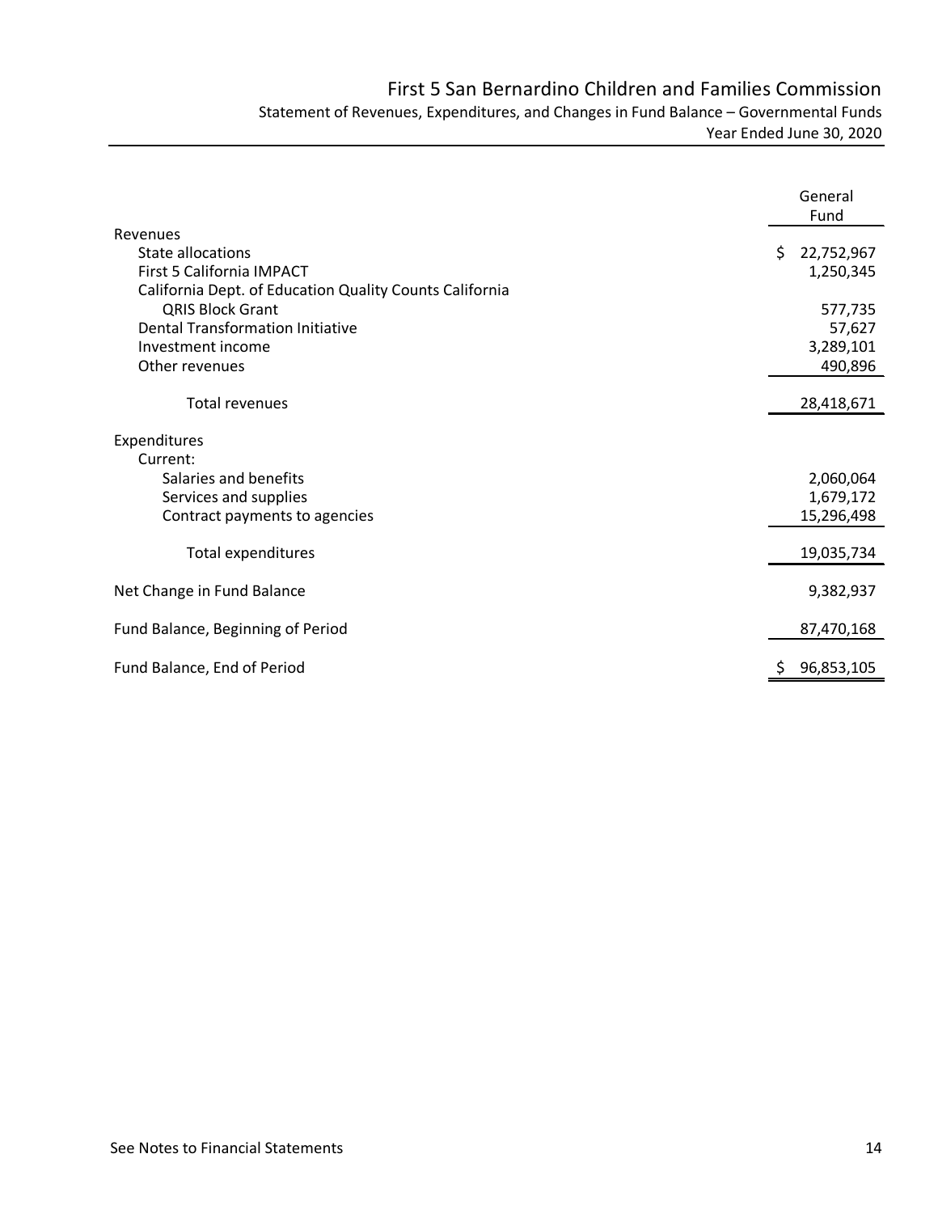# First 5 San Bernardino Children and Families Commission

## Statement of Revenues, Expenditures, and Changes in Fund Balance – Governmental Funds

### Year Ended June 30, 2020

| | General Fund |
|---|---|
| **Revenues** | |
| State allocations | $ 22,752,967 |
| First 5 California IMPACT | 1,250,345 |
| California Dept. of Education Quality Counts California QRIS Block Grant | 577,735 |
| Dental Transformation Initiative | 57,627 |
| Investment income | 3,289,101 |
| Other revenues | 490,896 |
| Total revenues | 28,418,671 |
| **Expenditures** | |
| Current: | |
| Salaries and benefits | 2,060,064 |
| Services and supplies | 1,679,172 |
| Contract payments to agencies | 15,296,498 |
| Total expenditures | 19,035,734 |
| Net Change in Fund Balance | 9,382,937 |
| Fund Balance, Beginning of Period | 87,470,168 |
| Fund Balance, End of Period | $ 96,853,105 |

See Notes to Financial Statements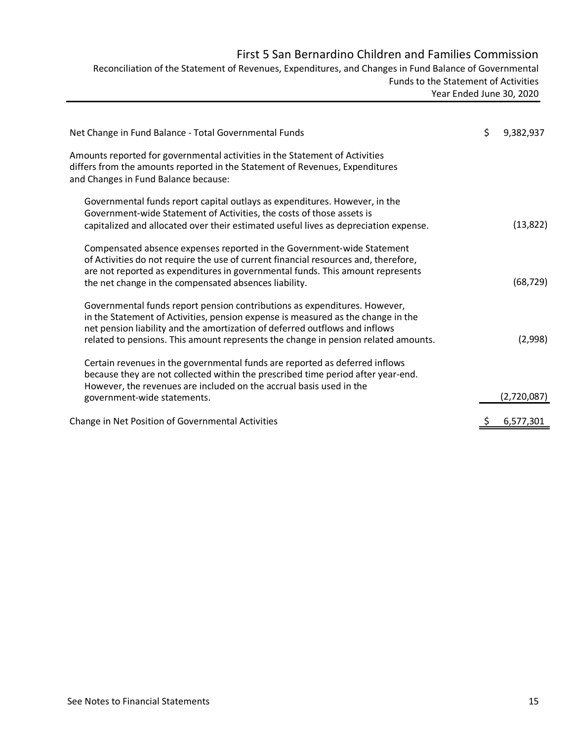# First 5 San Bernardino Children and Families Commission

## Reconciliation of the Statement of Revenues, Expenditures, and Changes in Fund Balance of Governmental Funds to the Statement of Activities

### Year Ended June 30, 2020

| | |
|---|---|
| Net Change in Fund Balance - Total Governmental Funds | $ 9,382,937 |
| Amounts reported for governmental activities in the Statement of Activities differs from the amounts reported in the Statement of Revenues, Expenditures and Changes in Fund Balance because: | |
| Governmental funds report capital outlays as expenditures. However, in the Government-wide Statement of Activities, the costs of those assets is capitalized and allocated over their estimated useful lives as depreciation expense. | (13,822) |
| Compensated absence expenses reported in the Government-wide Statement of Activities do not require the use of current financial resources and, therefore, are not reported as expenditures in governmental funds. This amount represents the net change in the compensated absences liability. | (68,729) |
| Governmental funds report pension contributions as expenditures. However, in the Statement of Activities, pension expense is measured as the change in the net pension liability and the amortization of deferred outflows and inflows related to pensions. This amount represents the change in pension related amounts. | (2,998) |
| Certain revenues in the governmental funds are reported as deferred inflows because they are not collected within the prescribed time period after year-end. However, the revenues are included on the accrual basis used in the government-wide statements. | (2,720,087) |
| Change in Net Position of Governmental Activities | $ 6,577,301 |

See Notes to Financial Statements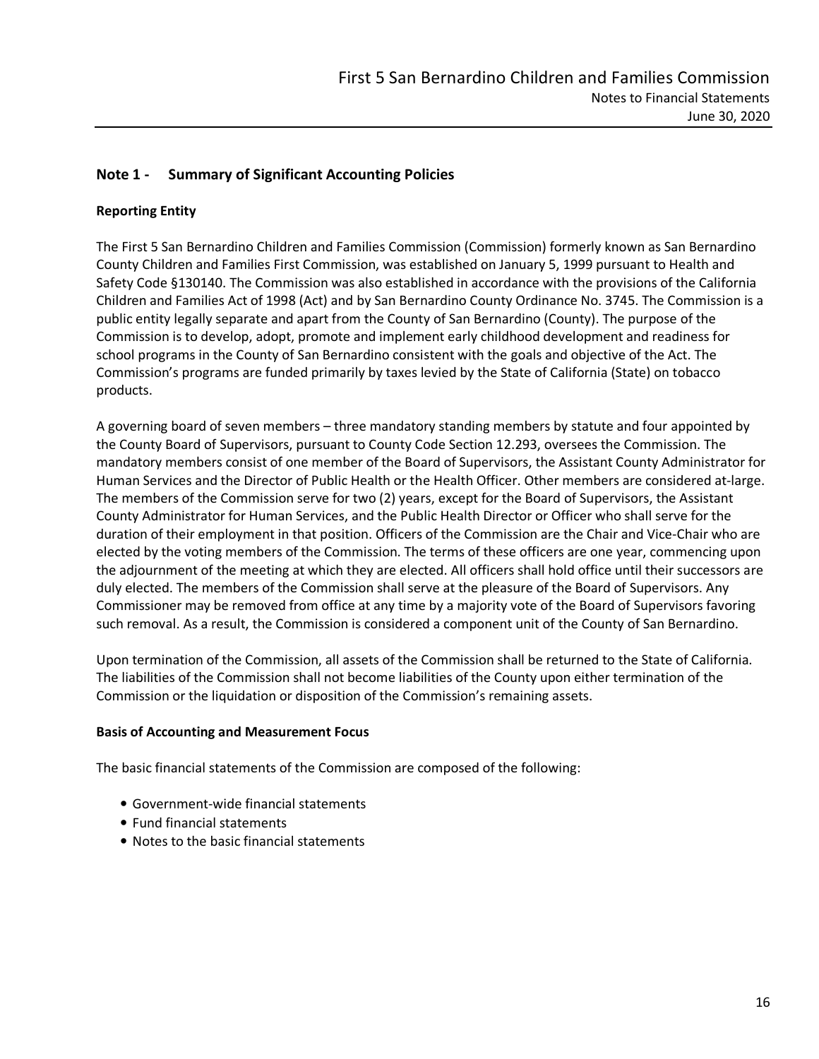## Note 1 - Summary of Significant Accounting Policies

### Reporting Entity

The First 5 San Bernardino Children and Families Commission (Commission) formerly known as San Bernardino County Children and Families First Commission, was established on January 5, 1999 pursuant to Health and Safety Code §130140. The Commission was also established in accordance with the provisions of the California Children and Families Act of 1998 (Act) and by San Bernardino County Ordinance No. 3745. The Commission is a public entity legally separate and apart from the County of San Bernardino (County). The purpose of the Commission is to develop, adopt, promote and implement early childhood development and readiness for school programs in the County of San Bernardino consistent with the goals and objective of the Act. The Commission's programs are funded primarily by taxes levied by the State of California (State) on tobacco products.

A governing board of seven members – three mandatory standing members by statute and four appointed by the County Board of Supervisors, pursuant to County Code Section 12.293, oversees the Commission. The mandatory members consist of one member of the Board of Supervisors, the Assistant County Administrator for Human Services and the Director of Public Health or the Health Officer. Other members are considered at-large. The members of the Commission serve for two (2) years, except for the Board of Supervisors, the Assistant County Administrator for Human Services, and the Public Health Director or Officer who shall serve for the duration of their employment in that position. Officers of the Commission are the Chair and Vice-Chair who are elected by the voting members of the Commission. The terms of these officers are one year, commencing upon the adjournment of the meeting at which they are elected. All officers shall hold office until their successors are duly elected. The members of the Commission shall serve at the pleasure of the Board of Supervisors. Any Commissioner may be removed from office at any time by a majority vote of the Board of Supervisors favoring such removal. As a result, the Commission is considered a component unit of the County of San Bernardino.

Upon termination of the Commission, all assets of the Commission shall be returned to the State of California. The liabilities of the Commission shall not become liabilities of the County upon either termination of the Commission or the liquidation or disposition of the Commission's remaining assets.

### Basis of Accounting and Measurement Focus

The basic financial statements of the Commission are composed of the following:

- Government-wide financial statements
- Fund financial statements
- Notes to the basic financial statements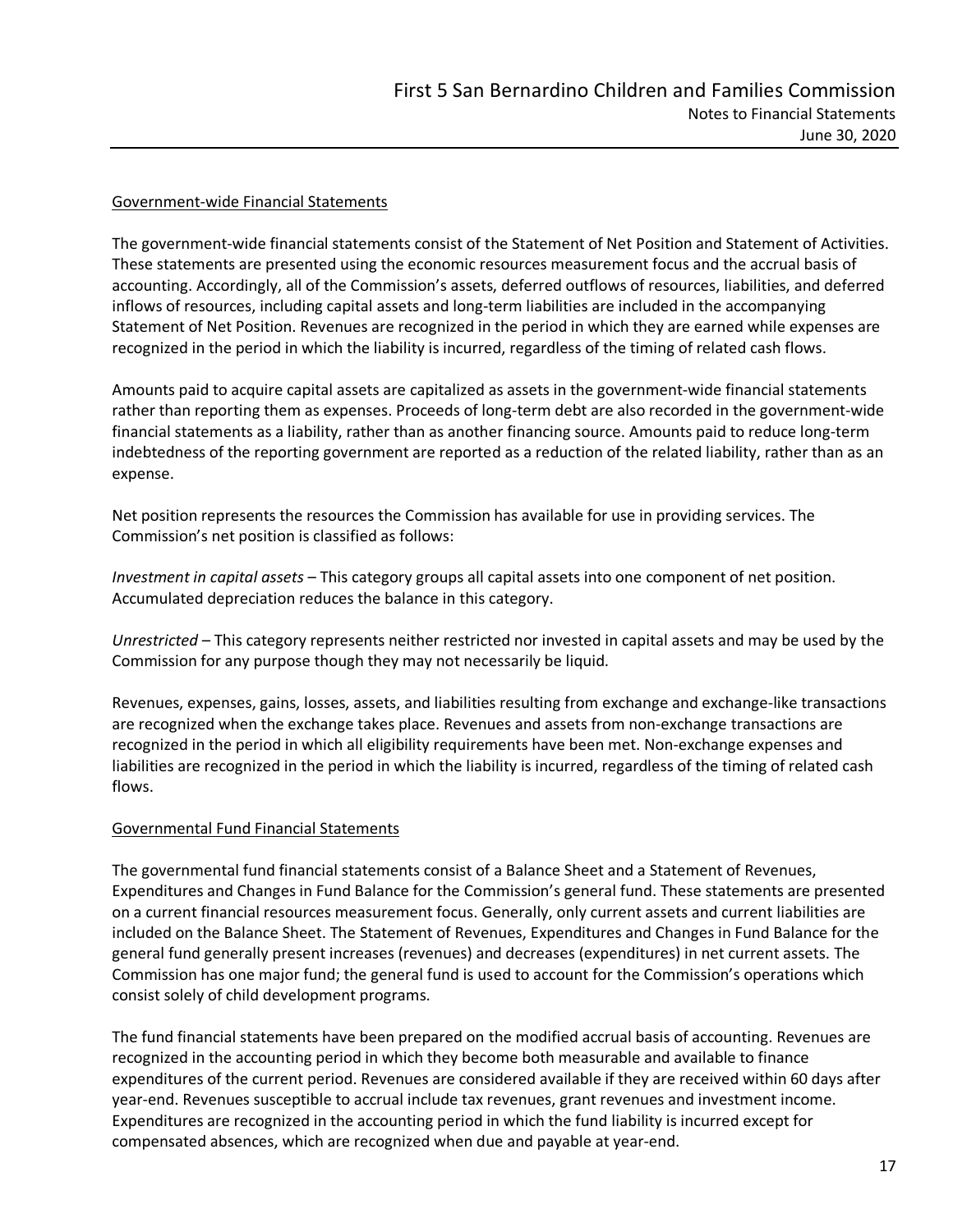## Government-wide Financial Statements

The government-wide financial statements consist of the Statement of Net Position and Statement of Activities. These statements are presented using the economic resources measurement focus and the accrual basis of accounting. Accordingly, all of the Commission's assets, deferred outflows of resources, liabilities, and deferred inflows of resources, including capital assets and long-term liabilities are included in the accompanying Statement of Net Position. Revenues are recognized in the period in which they are earned while expenses are recognized in the period in which the liability is incurred, regardless of the timing of related cash flows.

Amounts paid to acquire capital assets are capitalized as assets in the government-wide financial statements rather than reporting them as expenses. Proceeds of long-term debt are also recorded in the government-wide financial statements as a liability, rather than as another financing source. Amounts paid to reduce long-term indebtedness of the reporting government are reported as a reduction of the related liability, rather than as an expense.

Net position represents the resources the Commission has available for use in providing services. The Commission's net position is classified as follows:

*Investment in capital assets* – This category groups all capital assets into one component of net position. Accumulated depreciation reduces the balance in this category.

*Unrestricted* – This category represents neither restricted nor invested in capital assets and may be used by the Commission for any purpose though they may not necessarily be liquid.

Revenues, expenses, gains, losses, assets, and liabilities resulting from exchange and exchange-like transactions are recognized when the exchange takes place. Revenues and assets from non-exchange transactions are recognized in the period in which all eligibility requirements have been met. Non-exchange expenses and liabilities are recognized in the period in which the liability is incurred, regardless of the timing of related cash flows.

## Governmental Fund Financial Statements

The governmental fund financial statements consist of a Balance Sheet and a Statement of Revenues, Expenditures and Changes in Fund Balance for the Commission's general fund. These statements are presented on a current financial resources measurement focus. Generally, only current assets and current liabilities are included on the Balance Sheet. The Statement of Revenues, Expenditures and Changes in Fund Balance for the general fund generally present increases (revenues) and decreases (expenditures) in net current assets. The Commission has one major fund; the general fund is used to account for the Commission's operations which consist solely of child development programs.

The fund financial statements have been prepared on the modified accrual basis of accounting. Revenues are recognized in the accounting period in which they become both measurable and available to finance expenditures of the current period. Revenues are considered available if they are received within 60 days after year-end. Revenues susceptible to accrual include tax revenues, grant revenues and investment income. Expenditures are recognized in the accounting period in which the fund liability is incurred except for compensated absences, which are recognized when due and payable at year-end.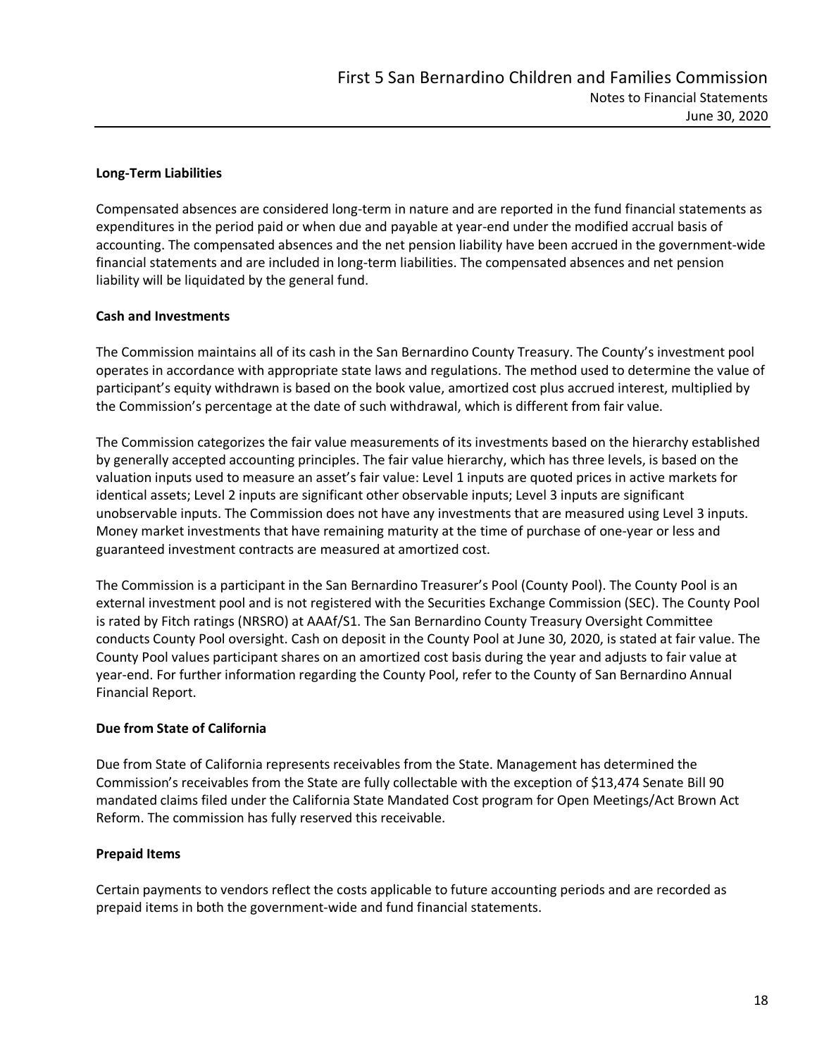### Long-Term Liabilities

Compensated absences are considered long-term in nature and are reported in the fund financial statements as expenditures in the period paid or when due and payable at year-end under the modified accrual basis of accounting. The compensated absences and the net pension liability have been accrued in the government-wide financial statements and are included in long-term liabilities. The compensated absences and net pension liability will be liquidated by the general fund.

### Cash and Investments

The Commission maintains all of its cash in the San Bernardino County Treasury. The County's investment pool operates in accordance with appropriate state laws and regulations. The method used to determine the value of participant's equity withdrawn is based on the book value, amortized cost plus accrued interest, multiplied by the Commission's percentage at the date of such withdrawal, which is different from fair value.

The Commission categorizes the fair value measurements of its investments based on the hierarchy established by generally accepted accounting principles. The fair value hierarchy, which has three levels, is based on the valuation inputs used to measure an asset's fair value: Level 1 inputs are quoted prices in active markets for identical assets; Level 2 inputs are significant other observable inputs; Level 3 inputs are significant unobservable inputs. The Commission does not have any investments that are measured using Level 3 inputs. Money market investments that have remaining maturity at the time of purchase of one-year or less and guaranteed investment contracts are measured at amortized cost.

The Commission is a participant in the San Bernardino Treasurer's Pool (County Pool). The County Pool is an external investment pool and is not registered with the Securities Exchange Commission (SEC). The County Pool is rated by Fitch ratings (NRSRO) at AAAf/S1. The San Bernardino County Treasury Oversight Committee conducts County Pool oversight. Cash on deposit in the County Pool at June 30, 2020, is stated at fair value. The County Pool values participant shares on an amortized cost basis during the year and adjusts to fair value at year-end. For further information regarding the County Pool, refer to the County of San Bernardino Annual Financial Report.

### Due from State of California

Due from State of California represents receivables from the State. Management has determined the Commission's receivables from the State are fully collectable with the exception of $13,474 Senate Bill 90 mandated claims filed under the California State Mandated Cost program for Open Meetings/Act Brown Act Reform. The commission has fully reserved this receivable.

### Prepaid Items

Certain payments to vendors reflect the costs applicable to future accounting periods and are recorded as prepaid items in both the government-wide and fund financial statements.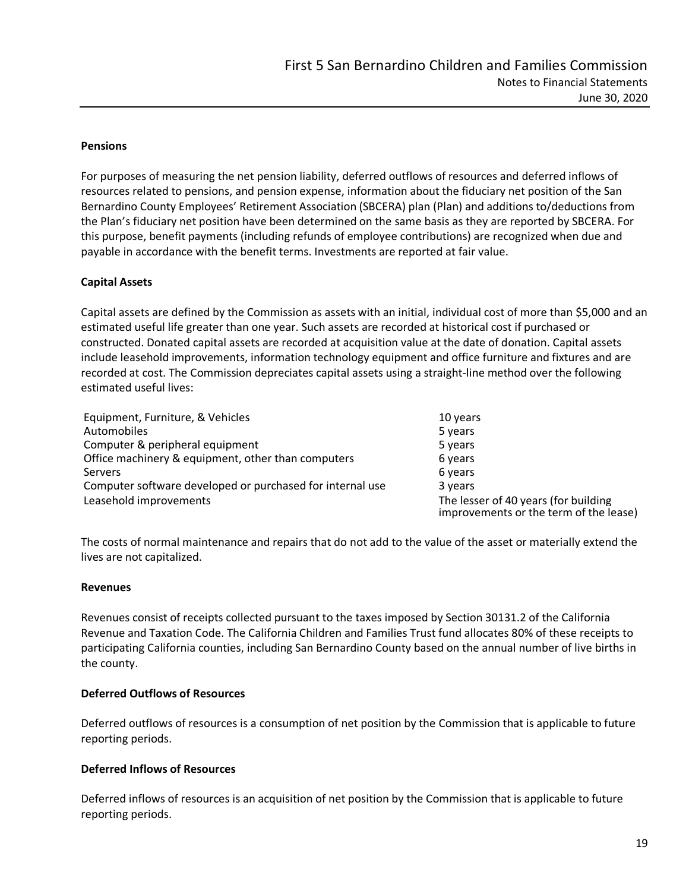### Pensions

For purposes of measuring the net pension liability, deferred outflows of resources and deferred inflows of resources related to pensions, and pension expense, information about the fiduciary net position of the San Bernardino County Employees' Retirement Association (SBCERA) plan (Plan) and additions to/deductions from the Plan's fiduciary net position have been determined on the same basis as they are reported by SBCERA. For this purpose, benefit payments (including refunds of employee contributions) are recognized when due and payable in accordance with the benefit terms. Investments are reported at fair value.

### Capital Assets

Capital assets are defined by the Commission as assets with an initial, individual cost of more than $5,000 and an estimated useful life greater than one year. Such assets are recorded at historical cost if purchased or constructed. Donated capital assets are recorded at acquisition value at the date of donation. Capital assets include leasehold improvements, information technology equipment and office furniture and fixtures and are recorded at cost. The Commission depreciates capital assets using a straight-line method over the following estimated useful lives:

| | |
|---|---|
| Equipment, Furniture, & Vehicles | 10 years |
| Automobiles | 5 years |
| Computer & peripheral equipment | 5 years |
| Office machinery & equipment, other than computers | 6 years |
| Servers | 6 years |
| Computer software developed or purchased for internal use | 3 years |
| Leasehold improvements | The lesser of 40 years (for building improvements or the term of the lease) |

The costs of normal maintenance and repairs that do not add to the value of the asset or materially extend the lives are not capitalized.

### Revenues

Revenues consist of receipts collected pursuant to the taxes imposed by Section 30131.2 of the California Revenue and Taxation Code. The California Children and Families Trust fund allocates 80% of these receipts to participating California counties, including San Bernardino County based on the annual number of live births in the county.

### Deferred Outflows of Resources

Deferred outflows of resources is a consumption of net position by the Commission that is applicable to future reporting periods.

### Deferred Inflows of Resources

Deferred inflows of resources is an acquisition of net position by the Commission that is applicable to future reporting periods.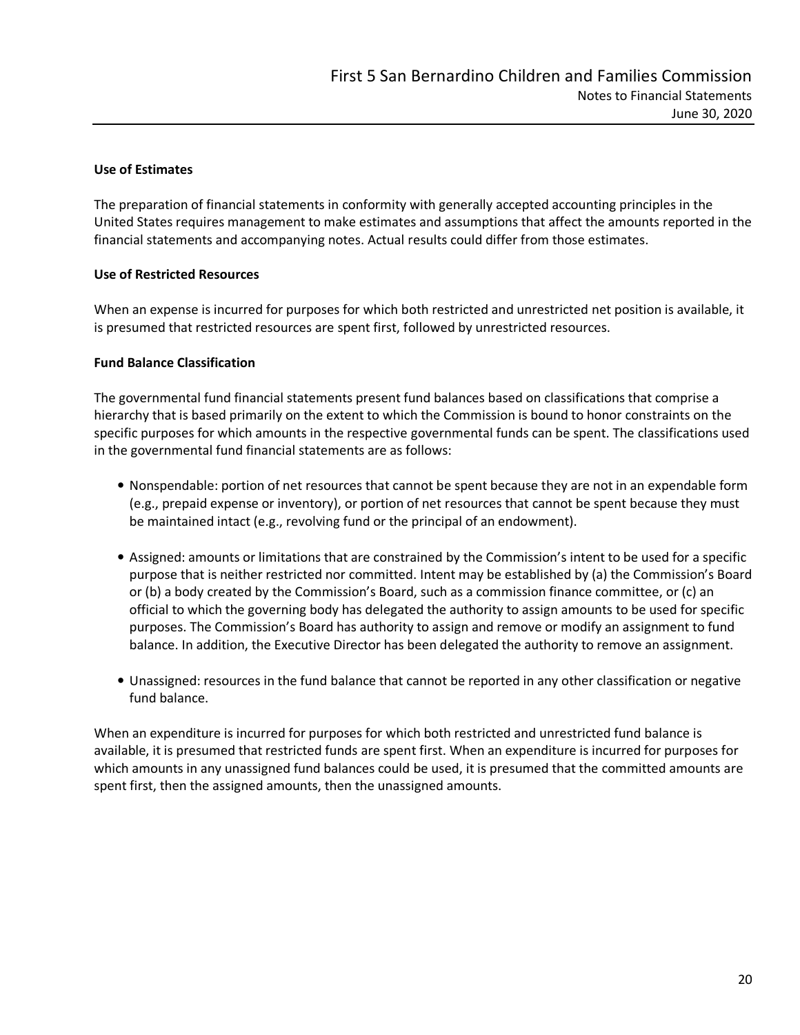### Use of Estimates

The preparation of financial statements in conformity with generally accepted accounting principles in the United States requires management to make estimates and assumptions that affect the amounts reported in the financial statements and accompanying notes. Actual results could differ from those estimates.

### Use of Restricted Resources

When an expense is incurred for purposes for which both restricted and unrestricted net position is available, it is presumed that restricted resources are spent first, followed by unrestricted resources.

### Fund Balance Classification

The governmental fund financial statements present fund balances based on classifications that comprise a hierarchy that is based primarily on the extent to which the Commission is bound to honor constraints on the specific purposes for which amounts in the respective governmental funds can be spent. The classifications used in the governmental fund financial statements are as follows:

- Nonspendable: portion of net resources that cannot be spent because they are not in an expendable form (e.g., prepaid expense or inventory), or portion of net resources that cannot be spent because they must be maintained intact (e.g., revolving fund or the principal of an endowment).

- Assigned: amounts or limitations that are constrained by the Commission's intent to be used for a specific purpose that is neither restricted nor committed. Intent may be established by (a) the Commission's Board or (b) a body created by the Commission's Board, such as a commission finance committee, or (c) an official to which the governing body has delegated the authority to assign amounts to be used for specific purposes. The Commission's Board has authority to assign and remove or modify an assignment to fund balance. In addition, the Executive Director has been delegated the authority to remove an assignment.

- Unassigned: resources in the fund balance that cannot be reported in any other classification or negative fund balance.

When an expenditure is incurred for purposes for which both restricted and unrestricted fund balance is available, it is presumed that restricted funds are spent first. When an expenditure is incurred for purposes for which amounts in any unassigned fund balances could be used, it is presumed that the committed amounts are spent first, then the assigned amounts, then the unassigned amounts.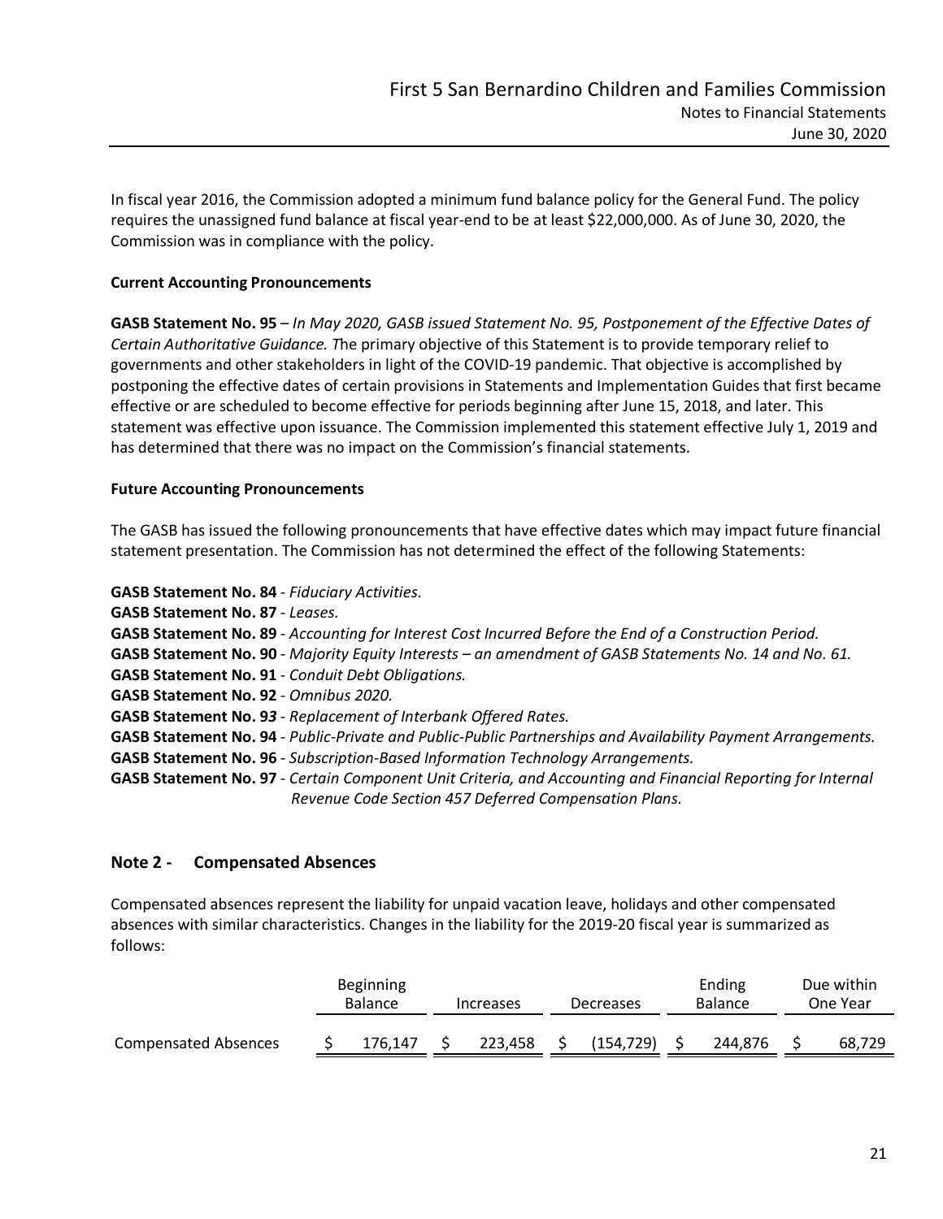In fiscal year 2016, the Commission adopted a minimum fund balance policy for the General Fund. The policy requires the unassigned fund balance at fiscal year-end to be at least $22,000,000. As of June 30, 2020, the Commission was in compliance with the policy.

**Current Accounting Pronouncements**

**GASB Statement No. 95** – *In May 2020, GASB issued Statement No. 95, Postponement of the Effective Dates of Certain Authoritative Guidance. T*he primary objective of this Statement is to provide temporary relief to governments and other stakeholders in light of the COVID-19 pandemic. That objective is accomplished by postponing the effective dates of certain provisions in Statements and Implementation Guides that first became effective or are scheduled to become effective for periods beginning after June 15, 2018, and later. This statement was effective upon issuance. The Commission implemented this statement effective July 1, 2019 and has determined that there was no impact on the Commission's financial statements.

**Future Accounting Pronouncements**

The GASB has issued the following pronouncements that have effective dates which may impact future financial statement presentation. The Commission has not determined the effect of the following Statements:

**GASB Statement No. 84** - *Fiduciary Activities.*
**GASB Statement No. 87** - *Leases.*
**GASB Statement No. 89** - *Accounting for Interest Cost Incurred Before the End of a Construction Period.*
**GASB Statement No. 90** - *Majority Equity Interests – an amendment of GASB Statements No. 14 and No. 61.*
**GASB Statement No. 91** - *Conduit Debt Obligations.*
**GASB Statement No. 92** - *Omnibus 2020.*
**GASB Statement No. 93** - *Replacement of Interbank Offered Rates.*
**GASB Statement No. 94** - *Public-Private and Public-Public Partnerships and Availability Payment Arrangements.*
**GASB Statement No. 96** - *Subscription-Based Information Technology Arrangements.*
**GASB Statement No. 97** - *Certain Component Unit Criteria, and Accounting and Financial Reporting for Internal Revenue Code Section 457 Deferred Compensation Plans.*

## Note 2 - Compensated Absences

Compensated absences represent the liability for unpaid vacation leave, holidays and other compensated absences with similar characteristics. Changes in the liability for the 2019-20 fiscal year is summarized as follows:

| | Beginning Balance | Increases | Decreases | Ending Balance | Due within One Year |
|---|---|---|---|---|---|
| Compensated Absences | $ 176,147 | $ 223,458 | $ (154,729) | $ 244,876 | $ 68,729 |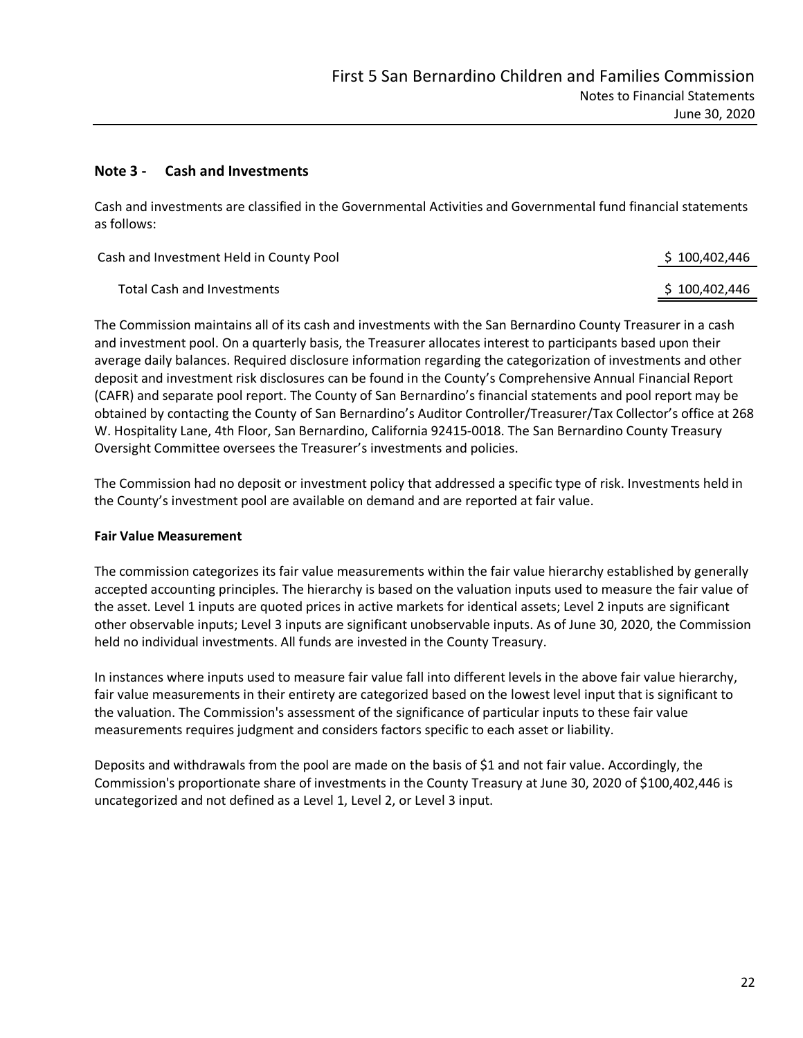## Note 3 - Cash and Investments

Cash and investments are classified in the Governmental Activities and Governmental fund financial statements as follows:

| | |
|---|---|
| Cash and Investment Held in County Pool | $ 100,402,446 |
| Total Cash and Investments | $ 100,402,446 |

The Commission maintains all of its cash and investments with the San Bernardino County Treasurer in a cash and investment pool. On a quarterly basis, the Treasurer allocates interest to participants based upon their average daily balances. Required disclosure information regarding the categorization of investments and other deposit and investment risk disclosures can be found in the County's Comprehensive Annual Financial Report (CAFR) and separate pool report. The County of San Bernardino's financial statements and pool report may be obtained by contacting the County of San Bernardino's Auditor Controller/Treasurer/Tax Collector's office at 268 W. Hospitality Lane, 4th Floor, San Bernardino, California 92415-0018. The San Bernardino County Treasury Oversight Committee oversees the Treasurer's investments and policies.

The Commission had no deposit or investment policy that addressed a specific type of risk. Investments held in the County's investment pool are available on demand and are reported at fair value.

**Fair Value Measurement**

The commission categorizes its fair value measurements within the fair value hierarchy established by generally accepted accounting principles. The hierarchy is based on the valuation inputs used to measure the fair value of the asset. Level 1 inputs are quoted prices in active markets for identical assets; Level 2 inputs are significant other observable inputs; Level 3 inputs are significant unobservable inputs. As of June 30, 2020, the Commission held no individual investments. All funds are invested in the County Treasury.

In instances where inputs used to measure fair value fall into different levels in the above fair value hierarchy, fair value measurements in their entirety are categorized based on the lowest level input that is significant to the valuation. The Commission's assessment of the significance of particular inputs to these fair value measurements requires judgment and considers factors specific to each asset or liability.

Deposits and withdrawals from the pool are made on the basis of $1 and not fair value. Accordingly, the Commission's proportionate share of investments in the County Treasury at June 30, 2020 of $100,402,446 is uncategorized and not defined as a Level 1, Level 2, or Level 3 input.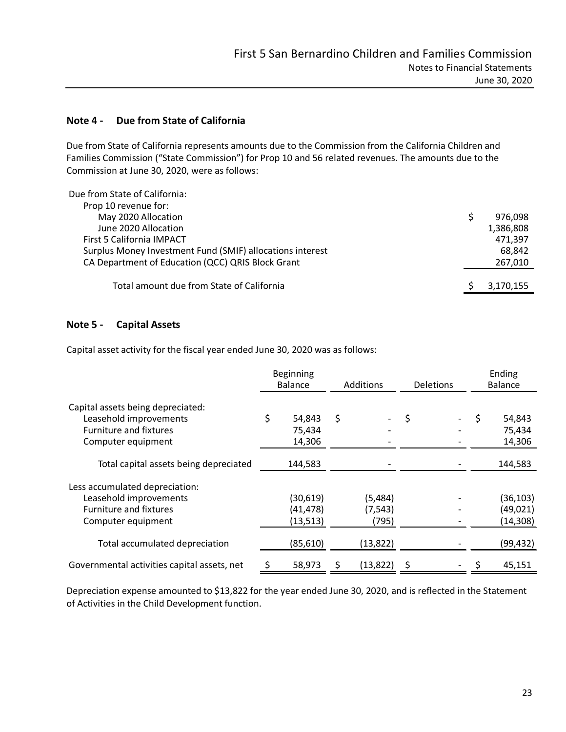## Note 4 - Due from State of California

Due from State of California represents amounts due to the Commission from the California Children and Families Commission ("State Commission") for Prop 10 and 56 related revenues. The amounts due to the Commission at June 30, 2020, were as follows:

| | |
|---|---|
| Due from State of California: | |
| Prop 10 revenue for: | |
| May 2020 Allocation | $ 976,098 |
| June 2020 Allocation | 1,386,808 |
| First 5 California IMPACT | 471,397 |
| Surplus Money Investment Fund (SMIF) allocations interest | 68,842 |
| CA Department of Education (QCC) QRIS Block Grant | 267,010 |
| Total amount due from State of California | $ 3,170,155 |

## Note 5 - Capital Assets

Capital asset activity for the fiscal year ended June 30, 2020 was as follows:

| | Beginning Balance | Additions | Deletions | Ending Balance |
|---|---|---|---|---|
| Capital assets being depreciated: | | | | |
| Leasehold improvements | $ 54,843 | $ - | $ - | $ 54,843 |
| Furniture and fixtures | 75,434 | - | - | 75,434 |
| Computer equipment | 14,306 | - | - | 14,306 |
| Total capital assets being depreciated | 144,583 | - | - | 144,583 |
| Less accumulated depreciation: | | | | |
| Leasehold improvements | (30,619) | (5,484) | - | (36,103) |
| Furniture and fixtures | (41,478) | (7,543) | - | (49,021) |
| Computer equipment | (13,513) | (795) | - | (14,308) |
| Total accumulated depreciation | (85,610) | (13,822) | - | (99,432) |
| Governmental activities capital assets, net | $ 58,973 | $ (13,822) | $ - | $ 45,151 |

Depreciation expense amounted to $13,822 for the year ended June 30, 2020, and is reflected in the Statement of Activities in the Child Development function.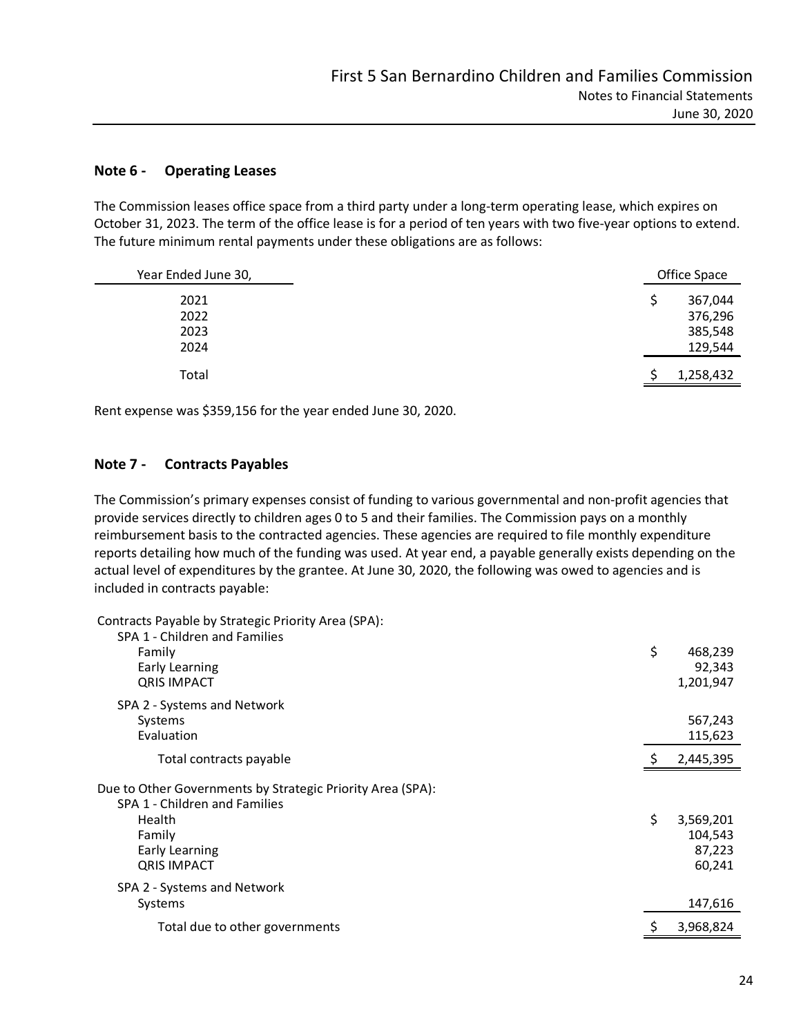## Note 6 - Operating Leases

The Commission leases office space from a third party under a long-term operating lease, which expires on October 31, 2023. The term of the office lease is for a period of ten years with two five-year options to extend. The future minimum rental payments under these obligations are as follows:

| Year Ended June 30, | Office Space |
|---|---|
| 2021 | $ 367,044 |
| 2022 | 376,296 |
| 2023 | 385,548 |
| 2024 | 129,544 |
| Total | $ 1,258,432 |

Rent expense was $359,156 for the year ended June 30, 2020.

## Note 7 - Contracts Payables

The Commission's primary expenses consist of funding to various governmental and non-profit agencies that provide services directly to children ages 0 to 5 and their families. The Commission pays on a monthly reimbursement basis to the contracted agencies. These agencies are required to file monthly expenditure reports detailing how much of the funding was used. At year end, a payable generally exists depending on the actual level of expenditures by the grantee. At June 30, 2020, the following was owed to agencies and is included in contracts payable:

| | |
|---|---|
| Contracts Payable by Strategic Priority Area (SPA): | |
| SPA 1 - Children and Families | |
| Family | $ 468,239 |
| Early Learning | 92,343 |
| QRIS IMPACT | 1,201,947 |
| SPA 2 - Systems and Network | |
| Systems | 567,243 |
| Evaluation | 115,623 |
| Total contracts payable | $ 2,445,395 |
| Due to Other Governments by Strategic Priority Area (SPA): | |
| SPA 1 - Children and Families | |
| Health | $ 3,569,201 |
| Family | 104,543 |
| Early Learning | 87,223 |
| QRIS IMPACT | 60,241 |
| SPA 2 - Systems and Network | |
| Systems | 147,616 |
| Total due to other governments | $ 3,968,824 |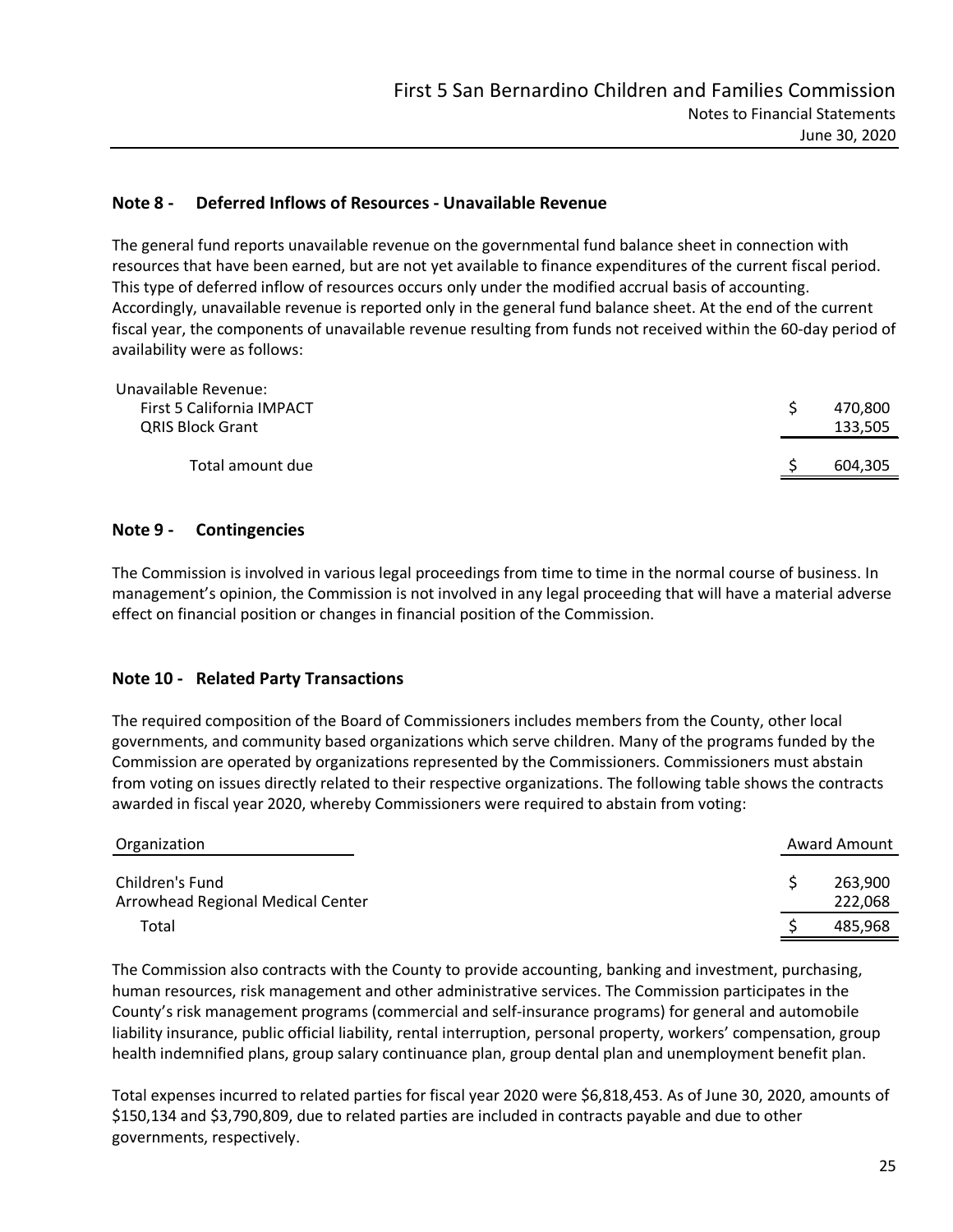## Note 8 - Deferred Inflows of Resources - Unavailable Revenue

The general fund reports unavailable revenue on the governmental fund balance sheet in connection with resources that have been earned, but are not yet available to finance expenditures of the current fiscal period. This type of deferred inflow of resources occurs only under the modified accrual basis of accounting. Accordingly, unavailable revenue is reported only in the general fund balance sheet. At the end of the current fiscal year, the components of unavailable revenue resulting from funds not received within the 60-day period of availability were as follows:

| | |
|---|---|
| Unavailable Revenue: | |
| First 5 California IMPACT | $ 470,800 |
| QRIS Block Grant | 133,505 |
| Total amount due | $ 604,305 |

## Note 9 - Contingencies

The Commission is involved in various legal proceedings from time to time in the normal course of business. In management's opinion, the Commission is not involved in any legal proceeding that will have a material adverse effect on financial position or changes in financial position of the Commission.

## Note 10 - Related Party Transactions

The required composition of the Board of Commissioners includes members from the County, other local governments, and community based organizations which serve children. Many of the programs funded by the Commission are operated by organizations represented by the Commissioners. Commissioners must abstain from voting on issues directly related to their respective organizations. The following table shows the contracts awarded in fiscal year 2020, whereby Commissioners were required to abstain from voting:

| Organization | Award Amount |
|---|---|
| Children's Fund | $ 263,900 |
| Arrowhead Regional Medical Center | 222,068 |
| Total | $ 485,968 |

The Commission also contracts with the County to provide accounting, banking and investment, purchasing, human resources, risk management and other administrative services. The Commission participates in the County's risk management programs (commercial and self-insurance programs) for general and automobile liability insurance, public official liability, rental interruption, personal property, workers' compensation, group health indemnified plans, group salary continuance plan, group dental plan and unemployment benefit plan.

Total expenses incurred to related parties for fiscal year 2020 were $6,818,453. As of June 30, 2020, amounts of $150,134 and $3,790,809, due to related parties are included in contracts payable and due to other governments, respectively.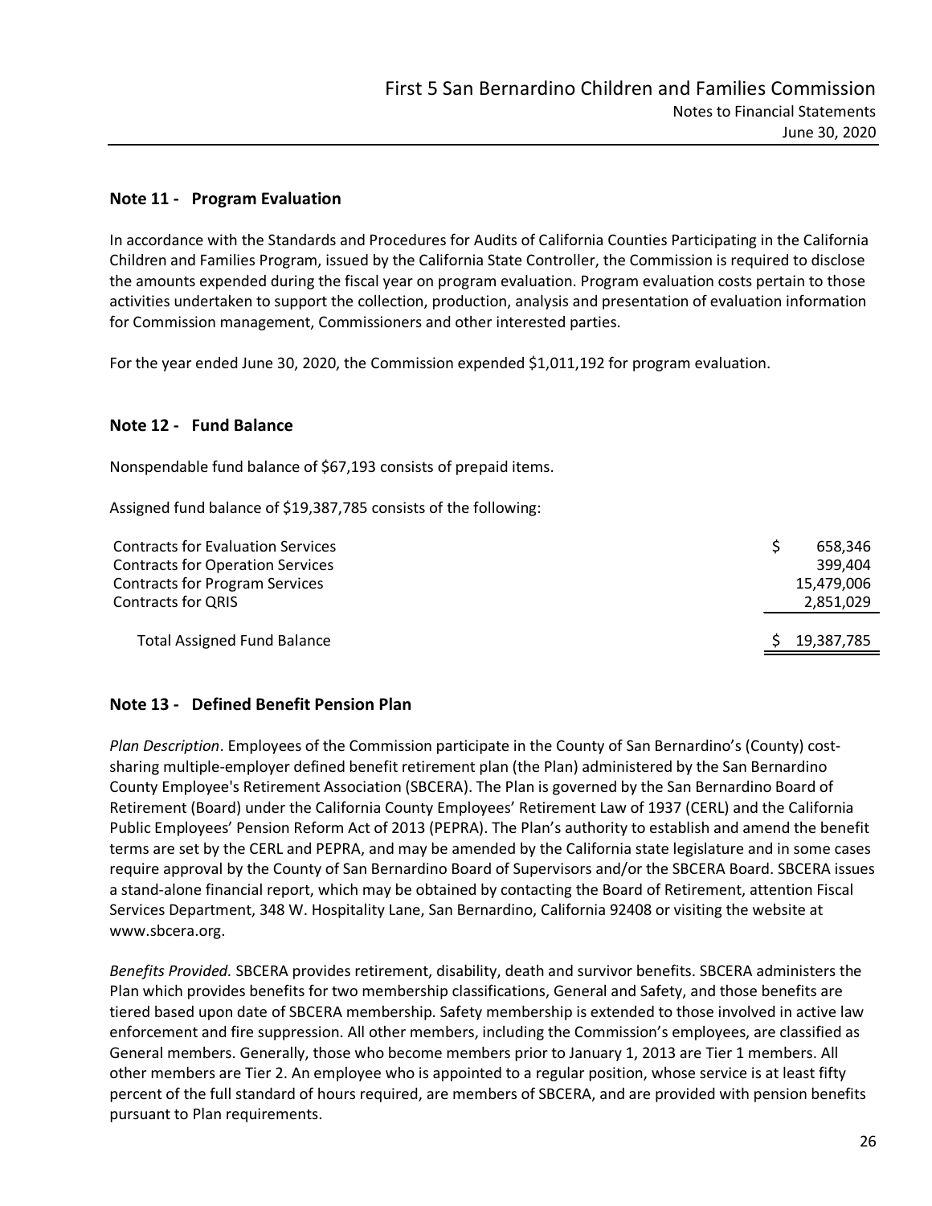## Note 11 - Program Evaluation

In accordance with the Standards and Procedures for Audits of California Counties Participating in the California Children and Families Program, issued by the California State Controller, the Commission is required to disclose the amounts expended during the fiscal year on program evaluation. Program evaluation costs pertain to those activities undertaken to support the collection, production, analysis and presentation of evaluation information for Commission management, Commissioners and other interested parties.

For the year ended June 30, 2020, the Commission expended $1,011,192 for program evaluation.

## Note 12 - Fund Balance

Nonspendable fund balance of $67,193 consists of prepaid items.

Assigned fund balance of $19,387,785 consists of the following:

| | |
|---|---|
| Contracts for Evaluation Services | $ 658,346 |
| Contracts for Operation Services | 399,404 |
| Contracts for Program Services | 15,479,006 |
| Contracts for QRIS | 2,851,029 |
| Total Assigned Fund Balance | $ 19,387,785 |

## Note 13 - Defined Benefit Pension Plan

*Plan Description*. Employees of the Commission participate in the County of San Bernardino's (County) cost-sharing multiple-employer defined benefit retirement plan (the Plan) administered by the San Bernardino County Employee's Retirement Association (SBCERA). The Plan is governed by the San Bernardino Board of Retirement (Board) under the California County Employees' Retirement Law of 1937 (CERL) and the California Public Employees' Pension Reform Act of 2013 (PEPRA). The Plan's authority to establish and amend the benefit terms are set by the CERL and PEPRA, and may be amended by the California state legislature and in some cases require approval by the County of San Bernardino Board of Supervisors and/or the SBCERA Board. SBCERA issues a stand-alone financial report, which may be obtained by contacting the Board of Retirement, attention Fiscal Services Department, 348 W. Hospitality Lane, San Bernardino, California 92408 or visiting the website at www.sbcera.org.

*Benefits Provided.* SBCERA provides retirement, disability, death and survivor benefits. SBCERA administers the Plan which provides benefits for two membership classifications, General and Safety, and those benefits are tiered based upon date of SBCERA membership. Safety membership is extended to those involved in active law enforcement and fire suppression. All other members, including the Commission's employees, are classified as General members. Generally, those who become members prior to January 1, 2013 are Tier 1 members. All other members are Tier 2. An employee who is appointed to a regular position, whose service is at least fifty percent of the full standard of hours required, are members of SBCERA, and are provided with pension benefits pursuant to Plan requirements.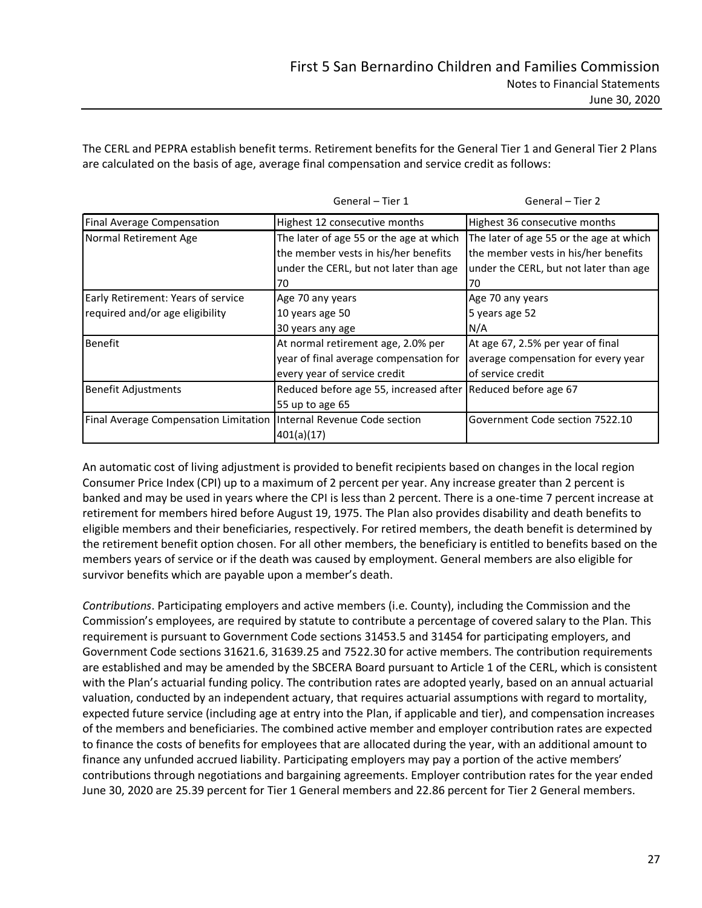The CERL and PEPRA establish benefit terms. Retirement benefits for the General Tier 1 and General Tier 2 Plans are calculated on the basis of age, average final compensation and service credit as follows:

| | General – Tier 1 | General – Tier 2 |
|---|---|---|
| Final Average Compensation | Highest 12 consecutive months | Highest 36 consecutive months |
| Normal Retirement Age | The later of age 55 or the age at which the member vests in his/her benefits under the CERL, but not later than age 70 | The later of age 55 or the age at which the member vests in his/her benefits under the CERL, but not later than age 70 |
| Early Retirement: Years of service required and/or age eligibility | Age 70 any years<br>10 years age 50<br>30 years any age | Age 70 any years<br>5 years age 52<br>N/A |
| Benefit | At normal retirement age, 2.0% per year of final average compensation for every year of service credit | At age 67, 2.5% per year of final average compensation for every year of service credit |
| Benefit Adjustments | Reduced before age 55, increased after 55 up to age 65 | Reduced before age 67 |
| Final Average Compensation Limitation | Internal Revenue Code section 401(a)(17) | Government Code section 7522.10 |

An automatic cost of living adjustment is provided to benefit recipients based on changes in the local region Consumer Price Index (CPI) up to a maximum of 2 percent per year. Any increase greater than 2 percent is banked and may be used in years where the CPI is less than 2 percent. There is a one-time 7 percent increase at retirement for members hired before August 19, 1975. The Plan also provides disability and death benefits to eligible members and their beneficiaries, respectively. For retired members, the death benefit is determined by the retirement benefit option chosen. For all other members, the beneficiary is entitled to benefits based on the members years of service or if the death was caused by employment. General members are also eligible for survivor benefits which are payable upon a member's death.

*Contributions*. Participating employers and active members (i.e. County), including the Commission and the Commission's employees, are required by statute to contribute a percentage of covered salary to the Plan. This requirement is pursuant to Government Code sections 31453.5 and 31454 for participating employers, and Government Code sections 31621.6, 31639.25 and 7522.30 for active members. The contribution requirements are established and may be amended by the SBCERA Board pursuant to Article 1 of the CERL, which is consistent with the Plan's actuarial funding policy. The contribution rates are adopted yearly, based on an annual actuarial valuation, conducted by an independent actuary, that requires actuarial assumptions with regard to mortality, expected future service (including age at entry into the Plan, if applicable and tier), and compensation increases of the members and beneficiaries. The combined active member and employer contribution rates are expected to finance the costs of benefits for employees that are allocated during the year, with an additional amount to finance any unfunded accrued liability. Participating employers may pay a portion of the active members' contributions through negotiations and bargaining agreements. Employer contribution rates for the year ended June 30, 2020 are 25.39 percent for Tier 1 General members and 22.86 percent for Tier 2 General members.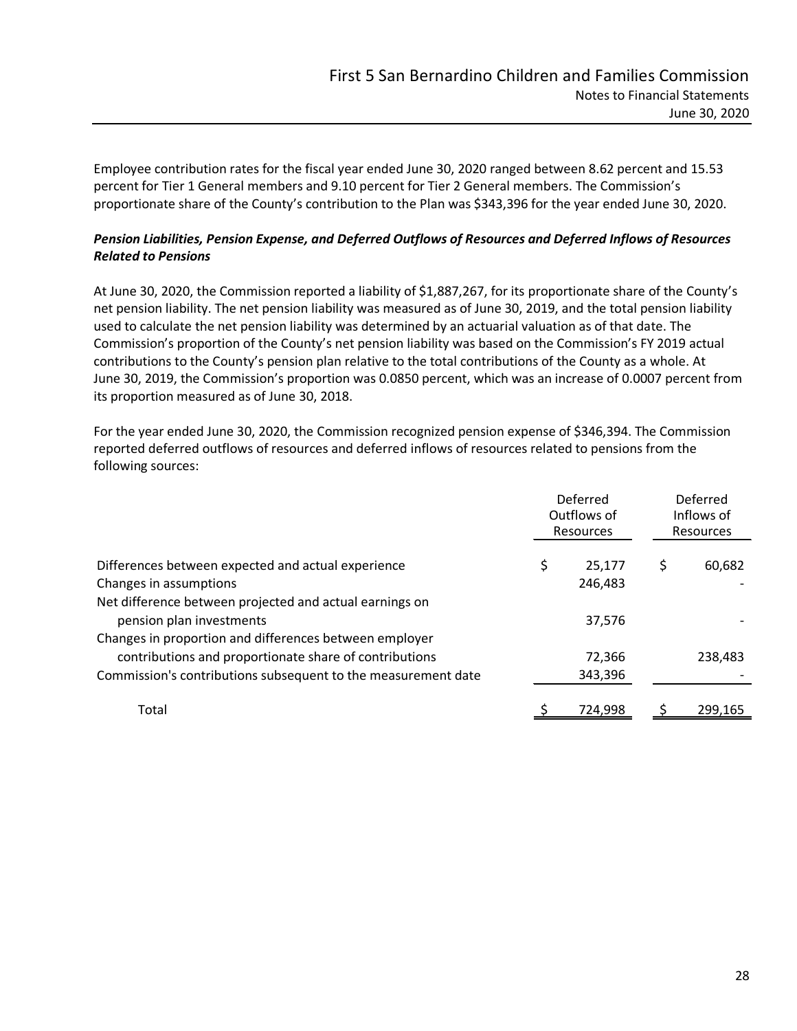Employee contribution rates for the fiscal year ended June 30, 2020 ranged between 8.62 percent and 15.53 percent for Tier 1 General members and 9.10 percent for Tier 2 General members. The Commission's proportionate share of the County's contribution to the Plan was $343,396 for the year ended June 30, 2020.

***Pension Liabilities, Pension Expense, and Deferred Outflows of Resources and Deferred Inflows of Resources Related to Pensions***

At June 30, 2020, the Commission reported a liability of $1,887,267, for its proportionate share of the County's net pension liability. The net pension liability was measured as of June 30, 2019, and the total pension liability used to calculate the net pension liability was determined by an actuarial valuation as of that date. The Commission's proportion of the County's net pension liability was based on the Commission's FY 2019 actual contributions to the County's pension plan relative to the total contributions of the County as a whole. At June 30, 2019, the Commission's proportion was 0.0850 percent, which was an increase of 0.0007 percent from its proportion measured as of June 30, 2018.

For the year ended June 30, 2020, the Commission recognized pension expense of $346,394. The Commission reported deferred outflows of resources and deferred inflows of resources related to pensions from the following sources:

| | Deferred Outflows of Resources | Deferred Inflows of Resources |
|---|---|---|
| Differences between expected and actual experience | $ 25,177 | $ 60,682 |
| Changes in assumptions | 246,483 | - |
| Net difference between projected and actual earnings on pension plan investments | 37,576 | - |
| Changes in proportion and differences between employer contributions and proportionate share of contributions | 72,366 | 238,483 |
| Commission's contributions subsequent to the measurement date | 343,396 | - |
| Total | $ 724,998 | $ 299,165 |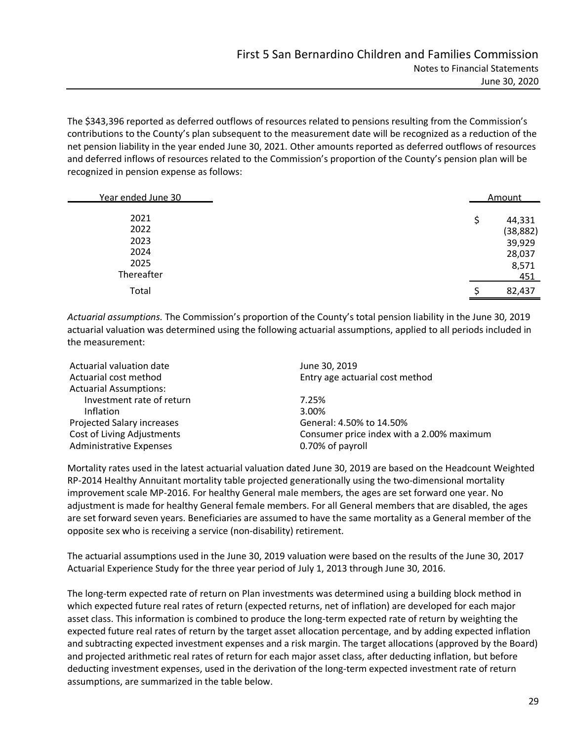The $343,396 reported as deferred outflows of resources related to pensions resulting from the Commission's contributions to the County's plan subsequent to the measurement date will be recognized as a reduction of the net pension liability in the year ended June 30, 2021. Other amounts reported as deferred outflows of resources and deferred inflows of resources related to the Commission's proportion of the County's pension plan will be recognized in pension expense as follows:

| Year ended June 30 | Amount |
|---|---|
| 2021 | $ 44,331 |
| 2022 | (38,882) |
| 2023 | 39,929 |
| 2024 | 28,037 |
| 2025 | 8,571 |
| Thereafter | 451 |
| Total | $ 82,437 |

*Actuarial assumptions.* The Commission's proportion of the County's total pension liability in the June 30, 2019 actuarial valuation was determined using the following actuarial assumptions, applied to all periods included in the measurement:

| | |
|---|---|
| Actuarial valuation date | June 30, 2019 |
| Actuarial cost method | Entry age actuarial cost method |
| Actuarial Assumptions: | |
| Investment rate of return | 7.25% |
| Inflation | 3.00% |
| Projected Salary increases | General: 4.50% to 14.50% |
| Cost of Living Adjustments | Consumer price index with a 2.00% maximum |
| Administrative Expenses | 0.70% of payroll |

Mortality rates used in the latest actuarial valuation dated June 30, 2019 are based on the Headcount Weighted RP-2014 Healthy Annuitant mortality table projected generationally using the two-dimensional mortality improvement scale MP-2016. For healthy General male members, the ages are set forward one year. No adjustment is made for healthy General female members. For all General members that are disabled, the ages are set forward seven years. Beneficiaries are assumed to have the same mortality as a General member of the opposite sex who is receiving a service (non-disability) retirement.

The actuarial assumptions used in the June 30, 2019 valuation were based on the results of the June 30, 2017 Actuarial Experience Study for the three year period of July 1, 2013 through June 30, 2016.

The long-term expected rate of return on Plan investments was determined using a building block method in which expected future real rates of return (expected returns, net of inflation) are developed for each major asset class. This information is combined to produce the long-term expected rate of return by weighting the expected future real rates of return by the target asset allocation percentage, and by adding expected inflation and subtracting expected investment expenses and a risk margin. The target allocations (approved by the Board) and projected arithmetic real rates of return for each major asset class, after deducting inflation, but before deducting investment expenses, used in the derivation of the long-term expected investment rate of return assumptions, are summarized in the table below.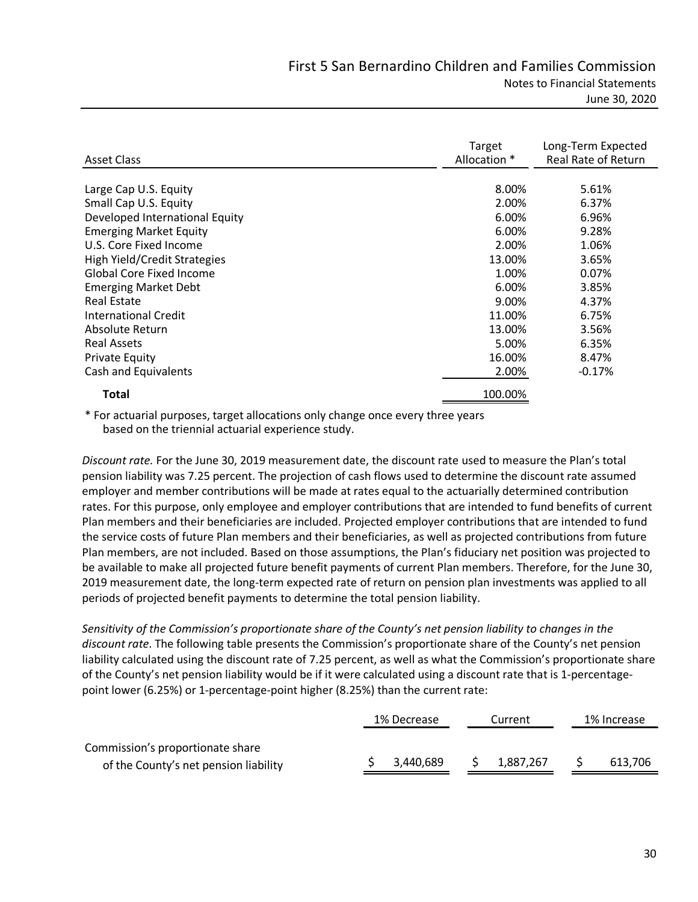| Asset Class | Target Allocation * | Long-Term Expected Real Rate of Return |
|---|---|---|
| Large Cap U.S. Equity | 8.00% | 5.61% |
| Small Cap U.S. Equity | 2.00% | 6.37% |
| Developed International Equity | 6.00% | 6.96% |
| Emerging Market Equity | 6.00% | 9.28% |
| U.S. Core Fixed Income | 2.00% | 1.06% |
| High Yield/Credit Strategies | 13.00% | 3.65% |
| Global Core Fixed Income | 1.00% | 0.07% |
| Emerging Market Debt | 6.00% | 3.85% |
| Real Estate | 9.00% | 4.37% |
| International Credit | 11.00% | 6.75% |
| Absolute Return | 13.00% | 3.56% |
| Real Assets | 5.00% | 6.35% |
| Private Equity | 16.00% | 8.47% |
| Cash and Equivalents | 2.00% | -0.17% |
| **Total** | 100.00% | |

\* For actuarial purposes, target allocations only change once every three years based on the triennial actuarial experience study.

*Discount rate.* For the June 30, 2019 measurement date, the discount rate used to measure the Plan's total pension liability was 7.25 percent. The projection of cash flows used to determine the discount rate assumed employer and member contributions will be made at rates equal to the actuarially determined contribution rates. For this purpose, only employee and employer contributions that are intended to fund benefits of current Plan members and their beneficiaries are included. Projected employer contributions that are intended to fund the service costs of future Plan members and their beneficiaries, as well as projected contributions from future Plan members, are not included. Based on those assumptions, the Plan's fiduciary net position was projected to be available to make all projected future benefit payments of current Plan members. Therefore, for the June 30, 2019 measurement date, the long-term expected rate of return on pension plan investments was applied to all periods of projected benefit payments to determine the total pension liability.

*Sensitivity of the Commission's proportionate share of the County's net pension liability to changes in the discount rate*. The following table presents the Commission's proportionate share of the County's net pension liability calculated using the discount rate of 7.25 percent, as well as what the Commission's proportionate share of the County's net pension liability would be if it were calculated using a discount rate that is 1-percentage-point lower (6.25%) or 1-percentage-point higher (8.25%) than the current rate:

| | 1% Decrease | Current | 1% Increase |
|---|---|---|---|
| Commission's proportionate share of the County's net pension liability | $ 3,440,689 | $ 1,887,267 | $ 613,706 |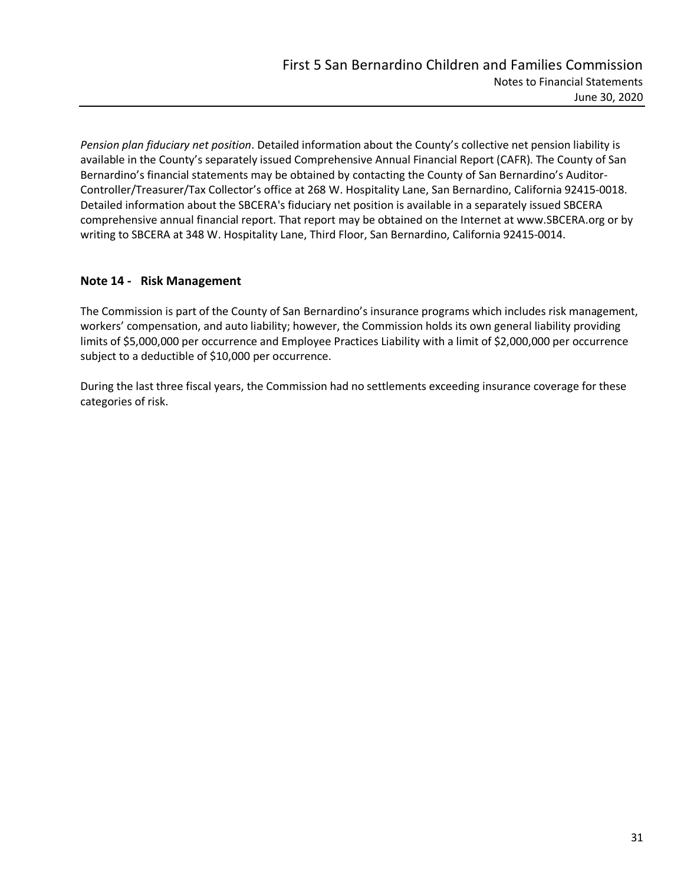*Pension plan fiduciary net position*. Detailed information about the County's collective net pension liability is available in the County's separately issued Comprehensive Annual Financial Report (CAFR). The County of San Bernardino's financial statements may be obtained by contacting the County of San Bernardino's Auditor-Controller/Treasurer/Tax Collector's office at 268 W. Hospitality Lane, San Bernardino, California 92415-0018. Detailed information about the SBCERA's fiduciary net position is available in a separately issued SBCERA comprehensive annual financial report. That report may be obtained on the Internet at www.SBCERA.org or by writing to SBCERA at 348 W. Hospitality Lane, Third Floor, San Bernardino, California 92415-0014.

## Note 14 - Risk Management

The Commission is part of the County of San Bernardino's insurance programs which includes risk management, workers' compensation, and auto liability; however, the Commission holds its own general liability providing limits of $5,000,000 per occurrence and Employee Practices Liability with a limit of $2,000,000 per occurrence subject to a deductible of $10,000 per occurrence.

During the last three fiscal years, the Commission had no settlements exceeding insurance coverage for these categories of risk.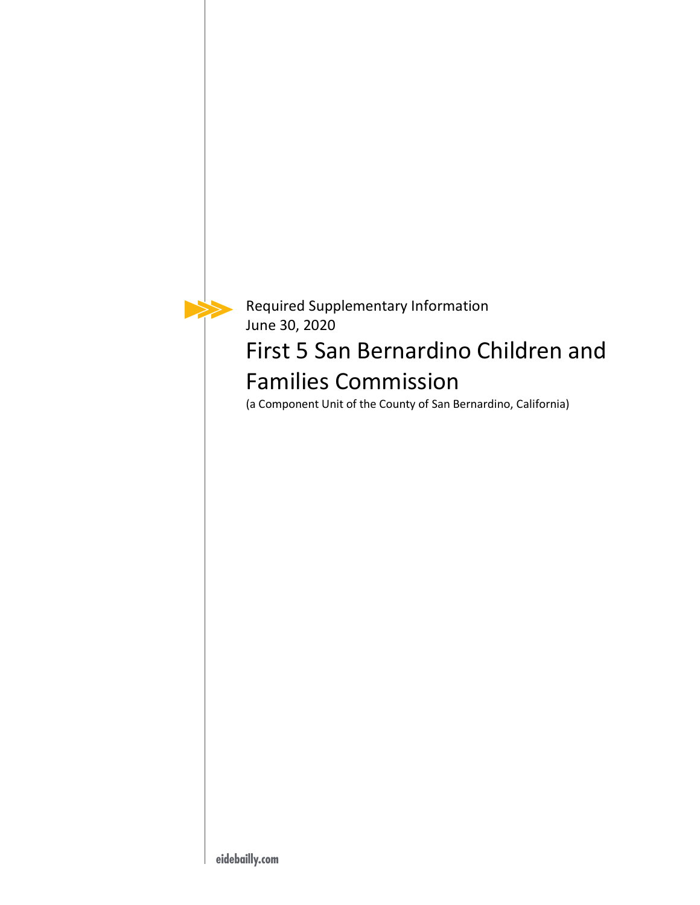Required Supplementary Information
June 30, 2020

# First 5 San Bernardino Children and Families Commission

(a Component Unit of the County of San Bernardino, California)

eidebailly.com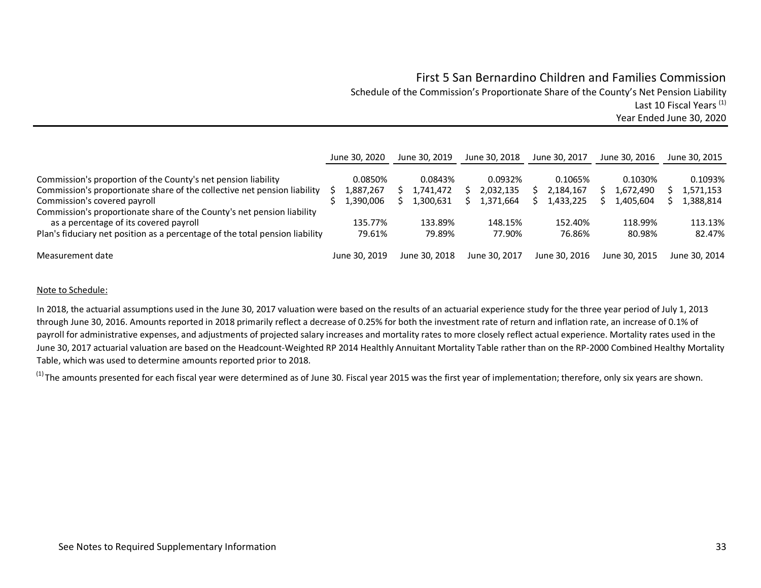# First 5 San Bernardino Children and Families Commission

## Schedule of the Commission's Proportionate Share of the County's Net Pension Liability

Last 10 Fiscal Years [(1)]

Year Ended June 30, 2020

| | June 30, 2020 | June 30, 2019 | June 30, 2018 | June 30, 2017 | June 30, 2016 | June 30, 2015 |
|---|---|---|---|---|---|---|
| Commission's proportion of the County's net pension liability | 0.0850% | 0.0843% | 0.0932% | 0.1065% | 0.1030% | 0.1093% |
| Commission's proportionate share of the collective net pension liability | $ 1,887,267 | $ 1,741,472 | $ 2,032,135 | $ 2,184,167 | $ 1,672,490 | $ 1,571,153 |
| Commission's covered payroll | $ 1,390,006 | $ 1,300,631 | $ 1,371,664 | $ 1,433,225 | $ 1,405,604 | $ 1,388,814 |
| Commission's proportionate share of the County's net pension liability as a percentage of its covered payroll | 135.77% | 133.89% | 148.15% | 152.40% | 118.99% | 113.13% |
| Plan's fiduciary net position as a percentage of the total pension liability | 79.61% | 79.89% | 77.90% | 76.86% | 80.98% | 82.47% |
| Measurement date | June 30, 2019 | June 30, 2018 | June 30, 2017 | June 30, 2016 | June 30, 2015 | June 30, 2014 |

Note to Schedule:

In 2018, the actuarial assumptions used in the June 30, 2017 valuation were based on the results of an actuarial experience study for the three year period of July 1, 2013 through June 30, 2016. Amounts reported in 2018 primarily reflect a decrease of 0.25% for both the investment rate of return and inflation rate, an increase of 0.1% of payroll for administrative expenses, and adjustments of projected salary increases and mortality rates to more closely reflect actual experience. Mortality rates used in the June 30, 2017 actuarial valuation are based on the Headcount-Weighted RP 2014 Healthly Annuitant Mortality Table rather than on the RP-2000 Combined Healthy Mortality Table, which was used to determine amounts reported prior to 2018.

[(1)] The amounts presented for each fiscal year were determined as of June 30. Fiscal year 2015 was the first year of implementation; therefore, only six years are shown.

See Notes to Required Supplementary Information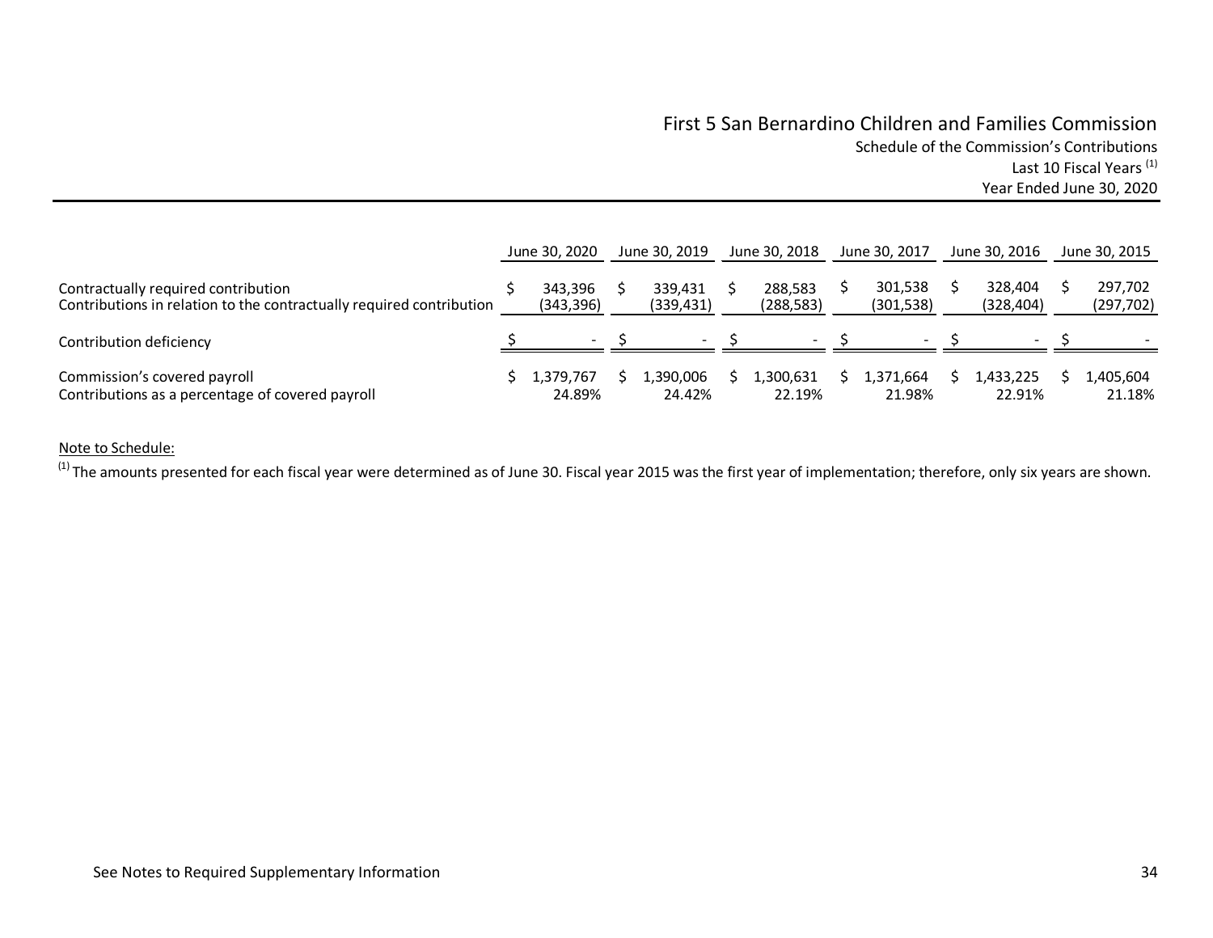# First 5 San Bernardino Children and Families Commission

Schedule of the Commission's Contributions
Last 10 Fiscal Years [1]
Year Ended June 30, 2020

| | June 30, 2020 | June 30, 2019 | June 30, 2018 | June 30, 2017 | June 30, 2016 | June 30, 2015 |
|---|---|---|---|---|---|---|
| Contractually required contribution | $ 343,396 | $ 339,431 | $ 288,583 | $ 301,538 | $ 328,404 | $ 297,702 |
| Contributions in relation to the contractually required contribution | (343,396) | (339,431) | (288,583) | (301,538) | (328,404) | (297,702) |
| Contribution deficiency | $ - | $ - | $ - | $ - | $ - | $ - |
| Commission's covered payroll | $ 1,379,767 | $ 1,390,006 | $ 1,300,631 | $ 1,371,664 | $ 1,433,225 | $ 1,405,604 |
| Contributions as a percentage of covered payroll | 24.89% | 24.42% | 22.19% | 21.98% | 22.91% | 21.18% |

Note to Schedule:

[1] The amounts presented for each fiscal year were determined as of June 30. Fiscal year 2015 was the first year of implementation; therefore, only six years are shown.

See Notes to Required Supplementary Information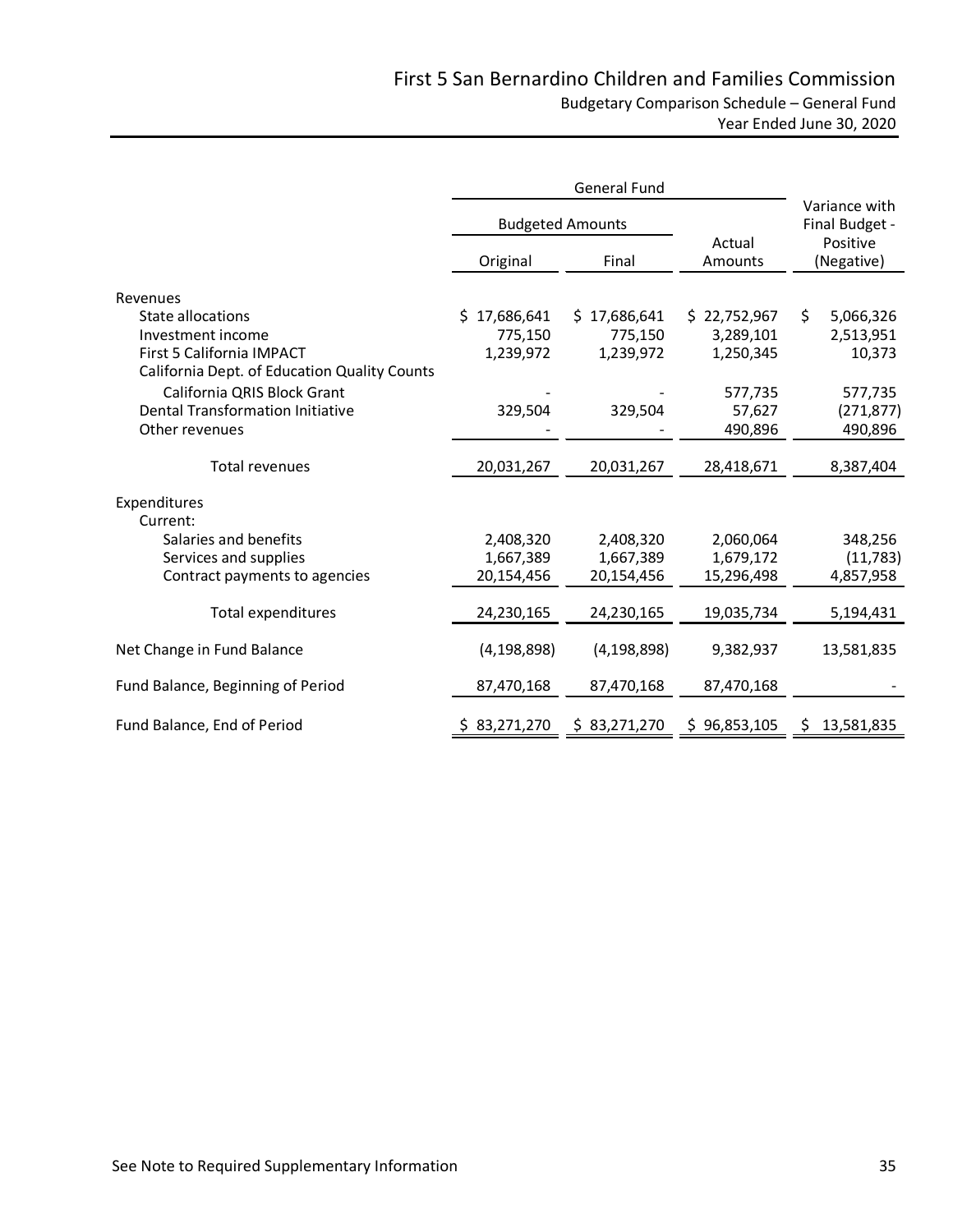# First 5 San Bernardino Children and Families Commission

## Budgetary Comparison Schedule – General Fund

### Year Ended June 30, 2020

| | General Fund | | | Variance with Final Budget - Positive (Negative) |
|---|---|---|---|---|
| | Budgeted Amounts | | Actual Amounts | |
| | Original | Final | | |
| **Revenues** | | | | |
| State allocations | $ 17,686,641 | $ 17,686,641 | $ 22,752,967 | $ 5,066,326 |
| Investment income | 775,150 | 775,150 | 3,289,101 | 2,513,951 |
| First 5 California IMPACT | 1,239,972 | 1,239,972 | 1,250,345 | 10,373 |
| California Dept. of Education Quality Counts California QRIS Block Grant | - | - | 577,735 | 577,735 |
| Dental Transformation Initiative | 329,504 | 329,504 | 57,627 | (271,877) |
| Other revenues | - | - | 490,896 | 490,896 |
| Total revenues | 20,031,267 | 20,031,267 | 28,418,671 | 8,387,404 |
| **Expenditures** | | | | |
| Current: | | | | |
| Salaries and benefits | 2,408,320 | 2,408,320 | 2,060,064 | 348,256 |
| Services and supplies | 1,667,389 | 1,667,389 | 1,679,172 | (11,783) |
| Contract payments to agencies | 20,154,456 | 20,154,456 | 15,296,498 | 4,857,958 |
| Total expenditures | 24,230,165 | 24,230,165 | 19,035,734 | 5,194,431 |
| Net Change in Fund Balance | (4,198,898) | (4,198,898) | 9,382,937 | 13,581,835 |
| Fund Balance, Beginning of Period | 87,470,168 | 87,470,168 | 87,470,168 | - |
| Fund Balance, End of Period | $ 83,271,270 | $ 83,271,270 | $ 96,853,105 | $ 13,581,835 |

See Note to Required Supplementary Information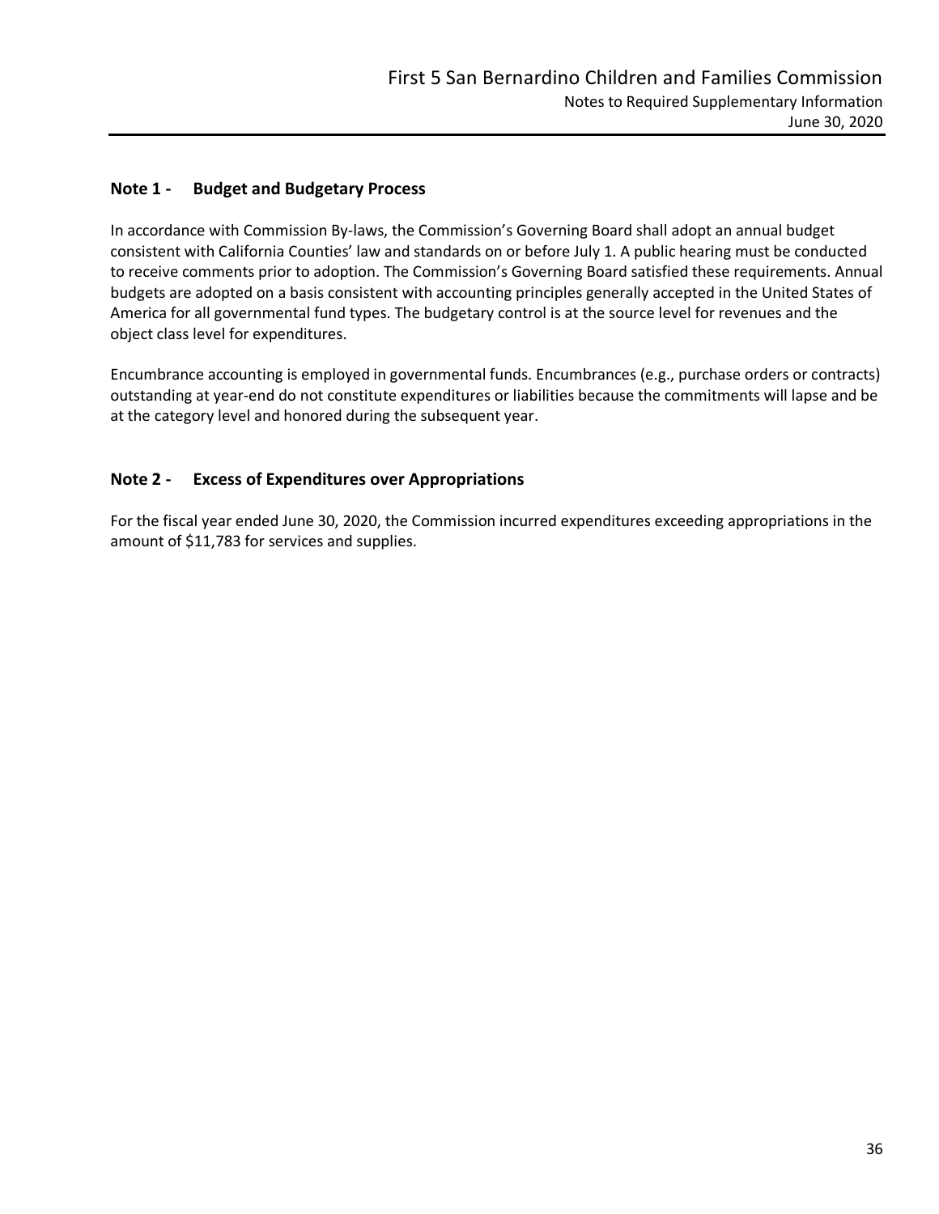## Note 1 - Budget and Budgetary Process

In accordance with Commission By-laws, the Commission's Governing Board shall adopt an annual budget consistent with California Counties' law and standards on or before July 1. A public hearing must be conducted to receive comments prior to adoption. The Commission's Governing Board satisfied these requirements. Annual budgets are adopted on a basis consistent with accounting principles generally accepted in the United States of America for all governmental fund types. The budgetary control is at the source level for revenues and the object class level for expenditures.

Encumbrance accounting is employed in governmental funds. Encumbrances (e.g., purchase orders or contracts) outstanding at year-end do not constitute expenditures or liabilities because the commitments will lapse and be at the category level and honored during the subsequent year.

## Note 2 - Excess of Expenditures over Appropriations

For the fiscal year ended June 30, 2020, the Commission incurred expenditures exceeding appropriations in the amount of $11,783 for services and supplies.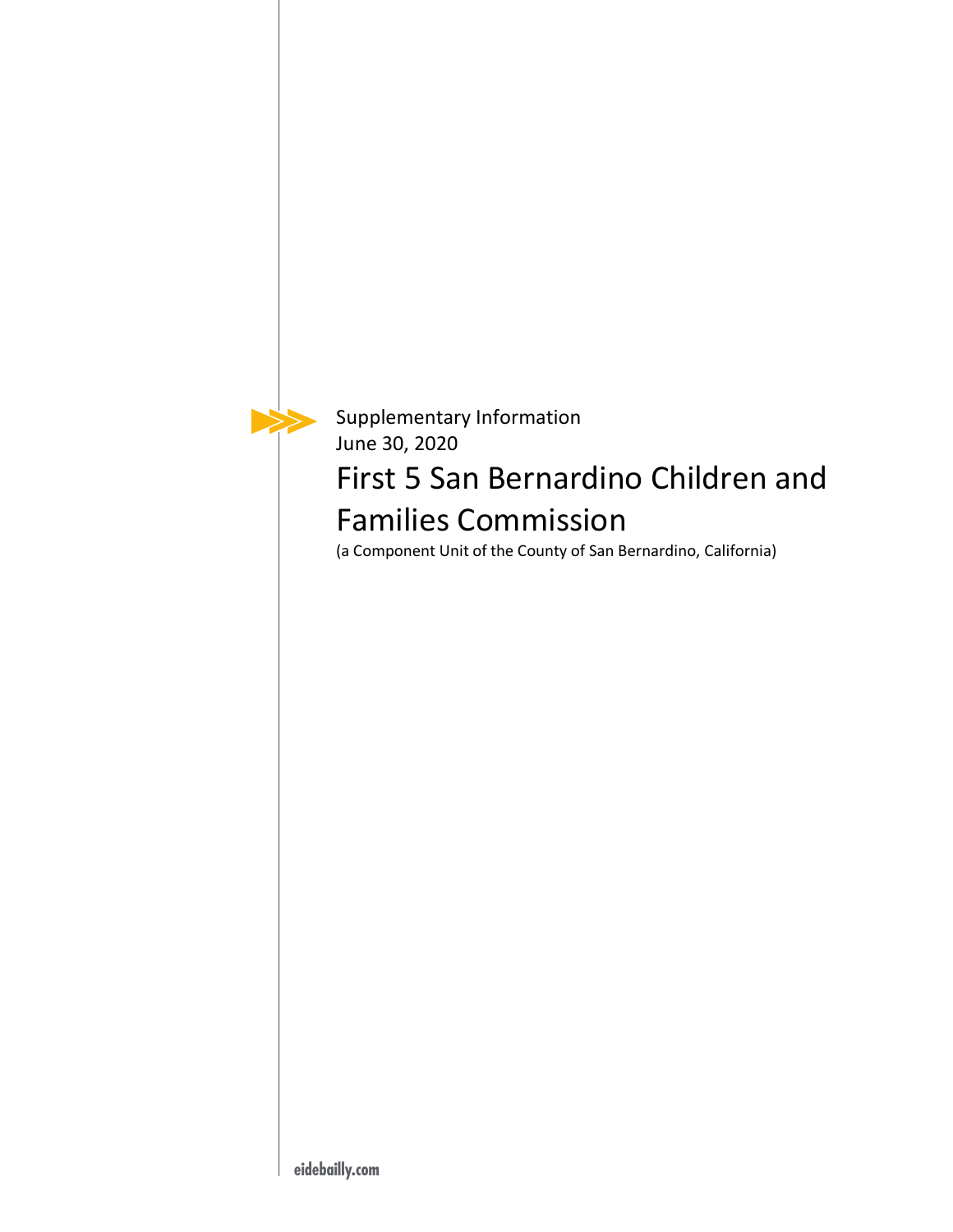Supplementary Information
June 30, 2020

# First 5 San Bernardino Children and Families Commission

(a Component Unit of the County of San Bernardino, California)

eidebailly.com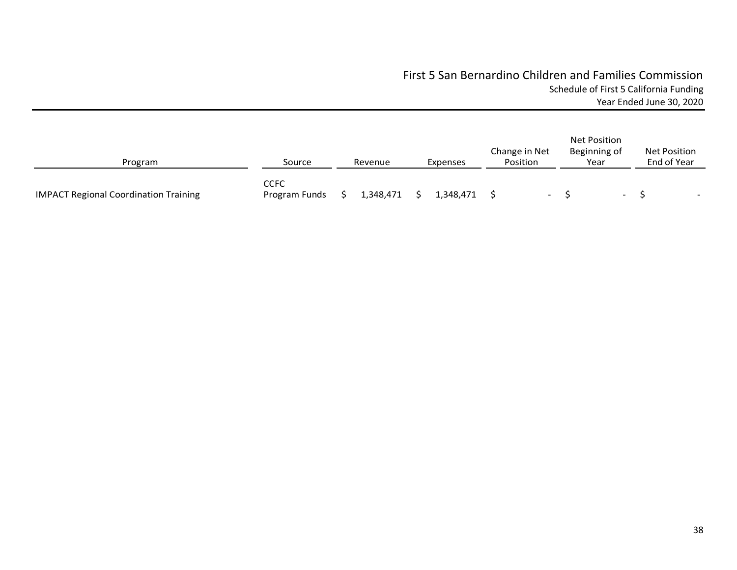# First 5 San Bernardino Children and Families Commission

## Schedule of First 5 California Funding

### Year Ended June 30, 2020

| Program | Source | Revenue | Expenses | Change in Net Position | Net Position Beginning of Year | Net Position End of Year |
|---|---|---|---|---|---|---|
| IMPACT Regional Coordination Training | CCFC Program Funds | $ 1,348,471 | $ 1,348,471 | $ - | $ - | $ - |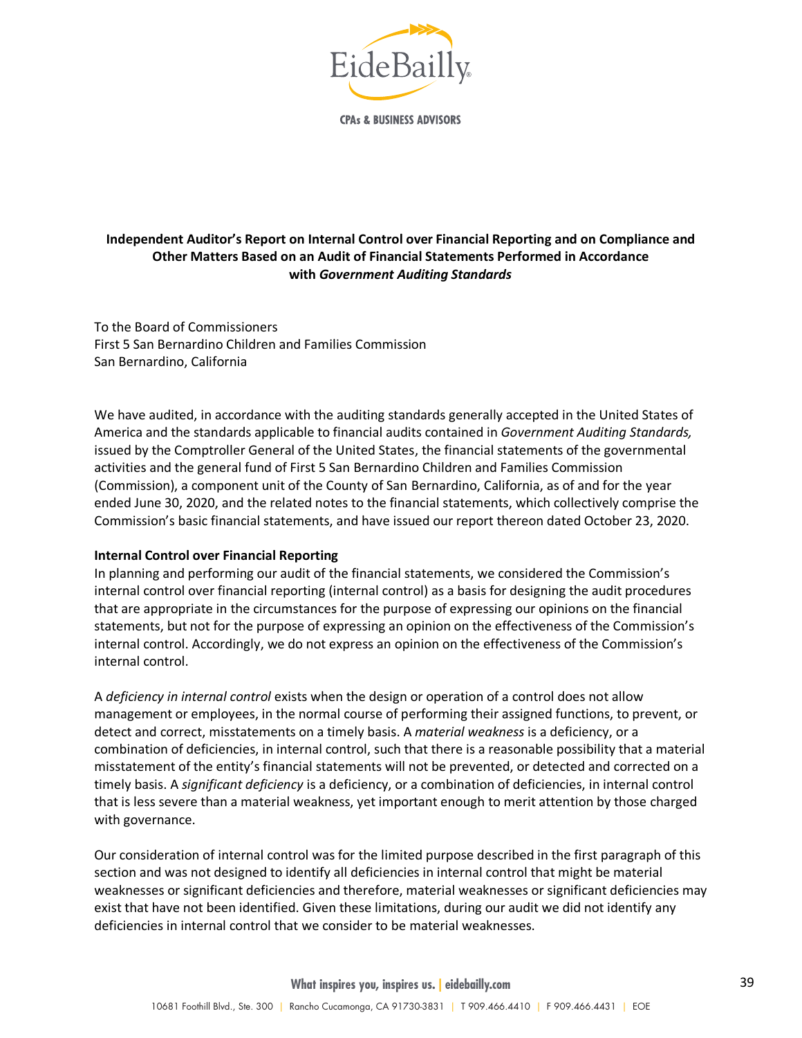**CPAs & BUSINESS ADVISORS**

## Independent Auditor's Report on Internal Control over Financial Reporting and on Compliance and Other Matters Based on an Audit of Financial Statements Performed in Accordance with *Government Auditing Standards*

To the Board of Commissioners
First 5 San Bernardino Children and Families Commission
San Bernardino, California

We have audited, in accordance with the auditing standards generally accepted in the United States of America and the standards applicable to financial audits contained in *Government Auditing Standards,* issued by the Comptroller General of the United States, the financial statements of the governmental activities and the general fund of First 5 San Bernardino Children and Families Commission (Commission), a component unit of the County of San Bernardino, California, as of and for the year ended June 30, 2020, and the related notes to the financial statements, which collectively comprise the Commission's basic financial statements, and have issued our report thereon dated October 23, 2020.

**Internal Control over Financial Reporting**

In planning and performing our audit of the financial statements, we considered the Commission's internal control over financial reporting (internal control) as a basis for designing the audit procedures that are appropriate in the circumstances for the purpose of expressing our opinions on the financial statements, but not for the purpose of expressing an opinion on the effectiveness of the Commission's internal control. Accordingly, we do not express an opinion on the effectiveness of the Commission's internal control.

A *deficiency in internal control* exists when the design or operation of a control does not allow management or employees, in the normal course of performing their assigned functions, to prevent, or detect and correct, misstatements on a timely basis. A *material weakness* is a deficiency, or a combination of deficiencies, in internal control, such that there is a reasonable possibility that a material misstatement of the entity's financial statements will not be prevented, or detected and corrected on a timely basis. A *significant deficiency* is a deficiency, or a combination of deficiencies, in internal control that is less severe than a material weakness, yet important enough to merit attention by those charged with governance.

Our consideration of internal control was for the limited purpose described in the first paragraph of this section and was not designed to identify all deficiencies in internal control that might be material weaknesses or significant deficiencies and therefore, material weaknesses or significant deficiencies may exist that have not been identified. Given these limitations, during our audit we did not identify any deficiencies in internal control that we consider to be material weaknesses.

**What inspires you, inspires us.** | **eidebailly.com**

10681 Foothill Blvd., Ste. 300 | Rancho Cucamonga, CA 91730-3831 | T 909.466.4410 | F 909.466.4431 | EOE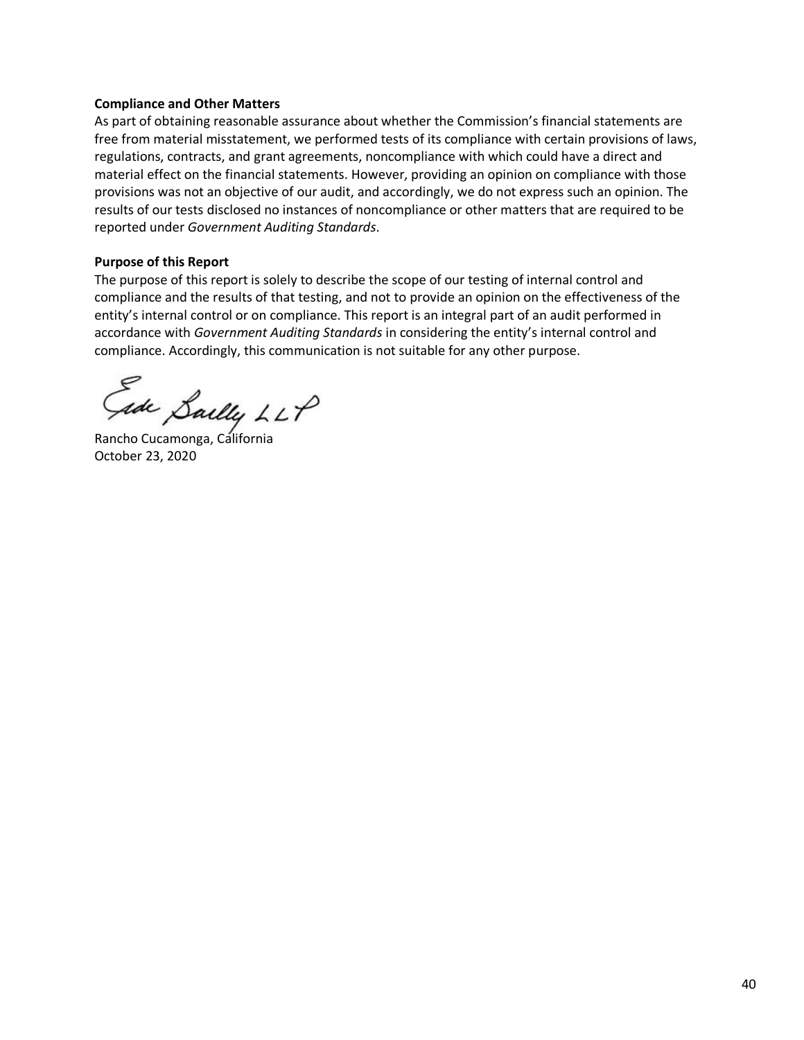**Compliance and Other Matters**

As part of obtaining reasonable assurance about whether the Commission's financial statements are free from material misstatement, we performed tests of its compliance with certain provisions of laws, regulations, contracts, and grant agreements, noncompliance with which could have a direct and material effect on the financial statements. However, providing an opinion on compliance with those provisions was not an objective of our audit, and accordingly, we do not express such an opinion. The results of our tests disclosed no instances of noncompliance or other matters that are required to be reported under *Government Auditing Standards*.

**Purpose of this Report**

The purpose of this report is solely to describe the scope of our testing of internal control and compliance and the results of that testing, and not to provide an opinion on the effectiveness of the entity's internal control or on compliance. This report is an integral part of an audit performed in accordance with *Government Auditing Standards* in considering the entity's internal control and compliance. Accordingly, this communication is not suitable for any other purpose.

Eide Bailly LLP

Rancho Cucamonga, California
October 23, 2020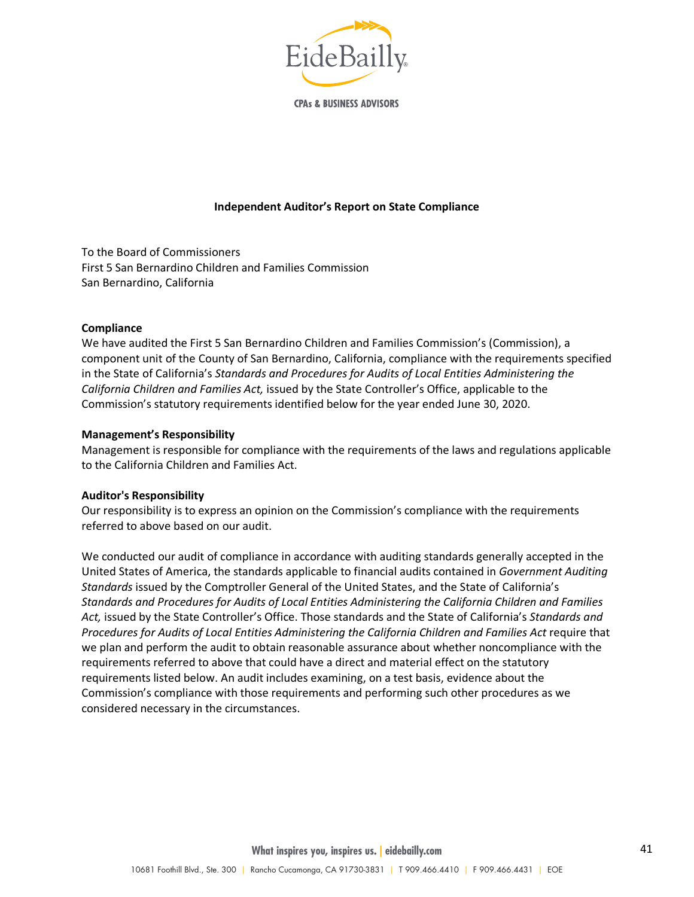EideBailly

CPAs & BUSINESS ADVISORS

## Independent Auditor's Report on State Compliance

To the Board of Commissioners
First 5 San Bernardino Children and Families Commission
San Bernardino, California

**Compliance**

We have audited the First 5 San Bernardino Children and Families Commission's (Commission), a component unit of the County of San Bernardino, California, compliance with the requirements specified in the State of California's *Standards and Procedures for Audits of Local Entities Administering the California Children and Families Act,* issued by the State Controller's Office, applicable to the Commission's statutory requirements identified below for the year ended June 30, 2020.

**Management's Responsibility**

Management is responsible for compliance with the requirements of the laws and regulations applicable to the California Children and Families Act.

**Auditor's Responsibility**

Our responsibility is to express an opinion on the Commission's compliance with the requirements referred to above based on our audit.

We conducted our audit of compliance in accordance with auditing standards generally accepted in the United States of America, the standards applicable to financial audits contained in *Government Auditing Standards* issued by the Comptroller General of the United States, and the State of California's *Standards and Procedures for Audits of Local Entities Administering the California Children and Families Act,* issued by the State Controller's Office. Those standards and the State of California's *Standards and Procedures for Audits of Local Entities Administering the California Children and Families Act* require that we plan and perform the audit to obtain reasonable assurance about whether noncompliance with the requirements referred to above that could have a direct and material effect on the statutory requirements listed below. An audit includes examining, on a test basis, evidence about the Commission's compliance with those requirements and performing such other procedures as we considered necessary in the circumstances.

What inspires you, inspires us. | eidebailly.com

10681 Foothill Blvd., Ste. 300 | Rancho Cucamonga, CA 91730-3831 | T 909.466.4410 | F 909.466.4431 | EOE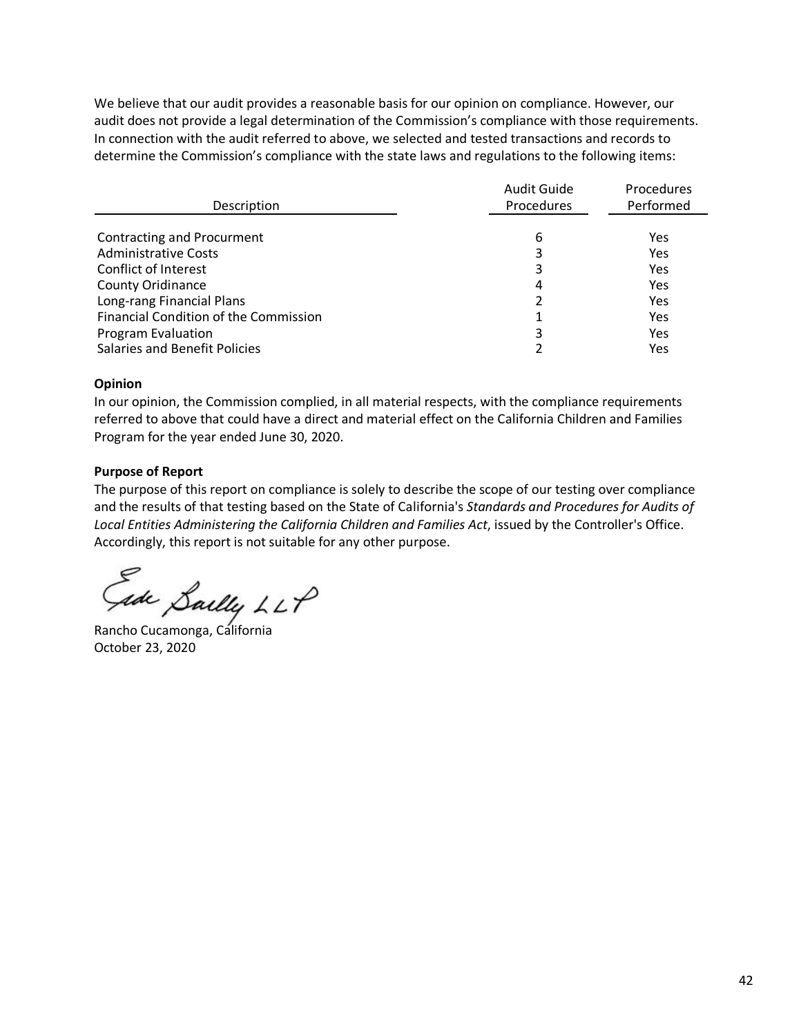We believe that our audit provides a reasonable basis for our opinion on compliance. However, our audit does not provide a legal determination of the Commission's compliance with those requirements. In connection with the audit referred to above, we selected and tested transactions and records to determine the Commission's compliance with the state laws and regulations to the following items:

| Description | Audit Guide Procedures | Procedures Performed |
|---|---|---|
| Contracting and Procurment | 6 | Yes |
| Administrative Costs | 3 | Yes |
| Conflict of Interest | 3 | Yes |
| County Oridinance | 4 | Yes |
| Long-rang Financial Plans | 2 | Yes |
| Financial Condition of the Commission | 1 | Yes |
| Program Evaluation | 3 | Yes |
| Salaries and Benefit Policies | 2 | Yes |

**Opinion**

In our opinion, the Commission complied, in all material respects, with the compliance requirements referred to above that could have a direct and material effect on the California Children and Families Program for the year ended June 30, 2020.

**Purpose of Report**

The purpose of this report on compliance is solely to describe the scope of our testing over compliance and the results of that testing based on the State of California's *Standards and Procedures for Audits of Local Entities Administering the California Children and Families Act*, issued by the Controller's Office. Accordingly, this report is not suitable for any other purpose.

Eide Bailly LLP

Rancho Cucamonga, California
October 23, 2020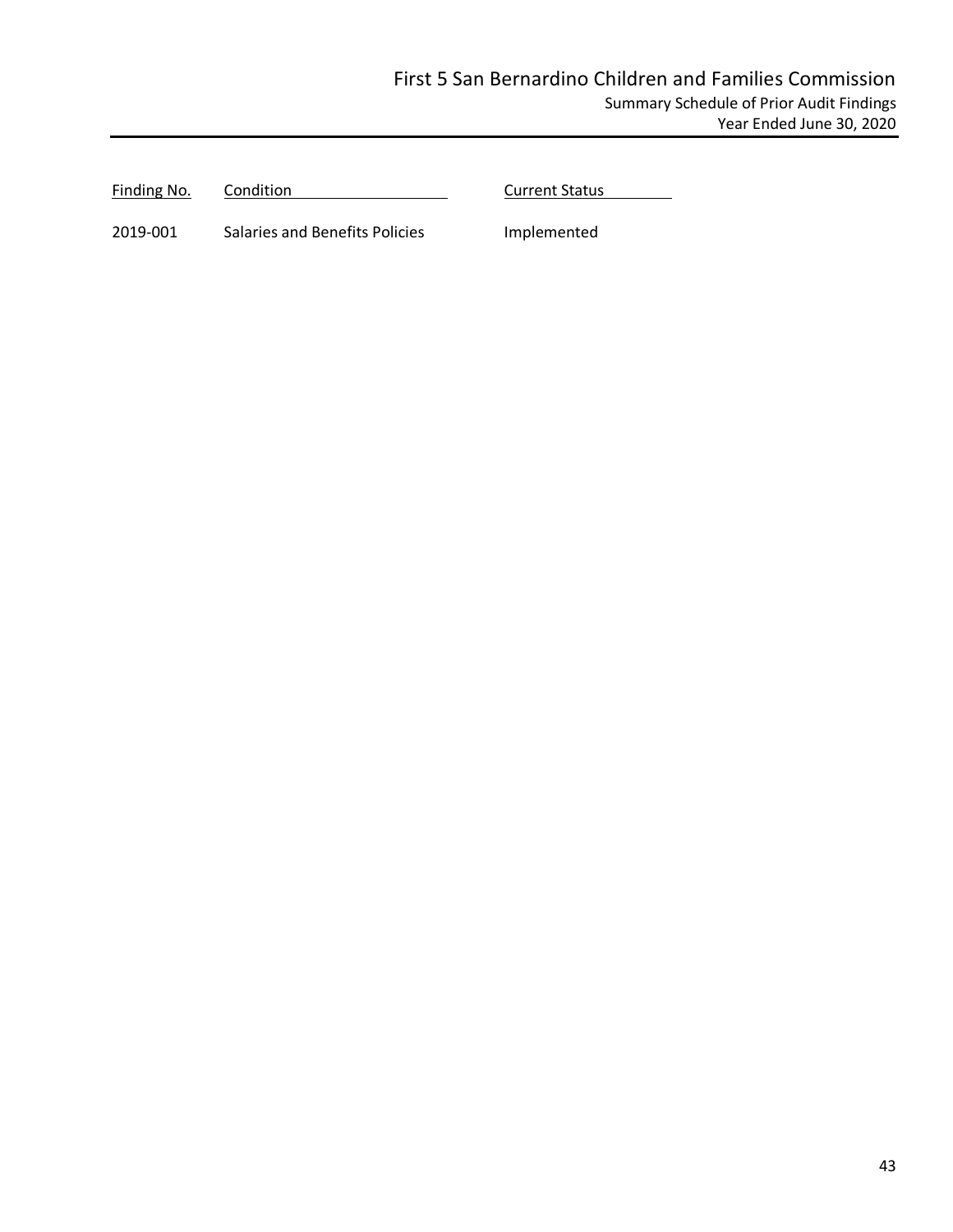# First 5 San Bernardino Children and Families Commission

## Summary Schedule of Prior Audit Findings

### Year Ended June 30, 2020

| Finding No. | Condition | Current Status |
|---|---|---|
| 2019-001 | Salaries and Benefits Policies | Implemented |